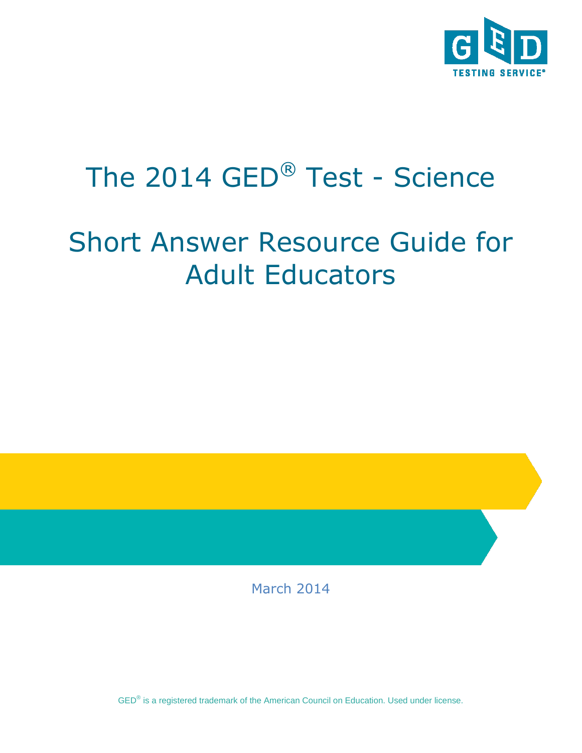GED TESTING SERVICE®

# The 2014 GED® Test - Science

# Short Answer Resource Guide for Adult Educators

March 2014

GED® is a registered trademark of the American Council on Education. Used under license.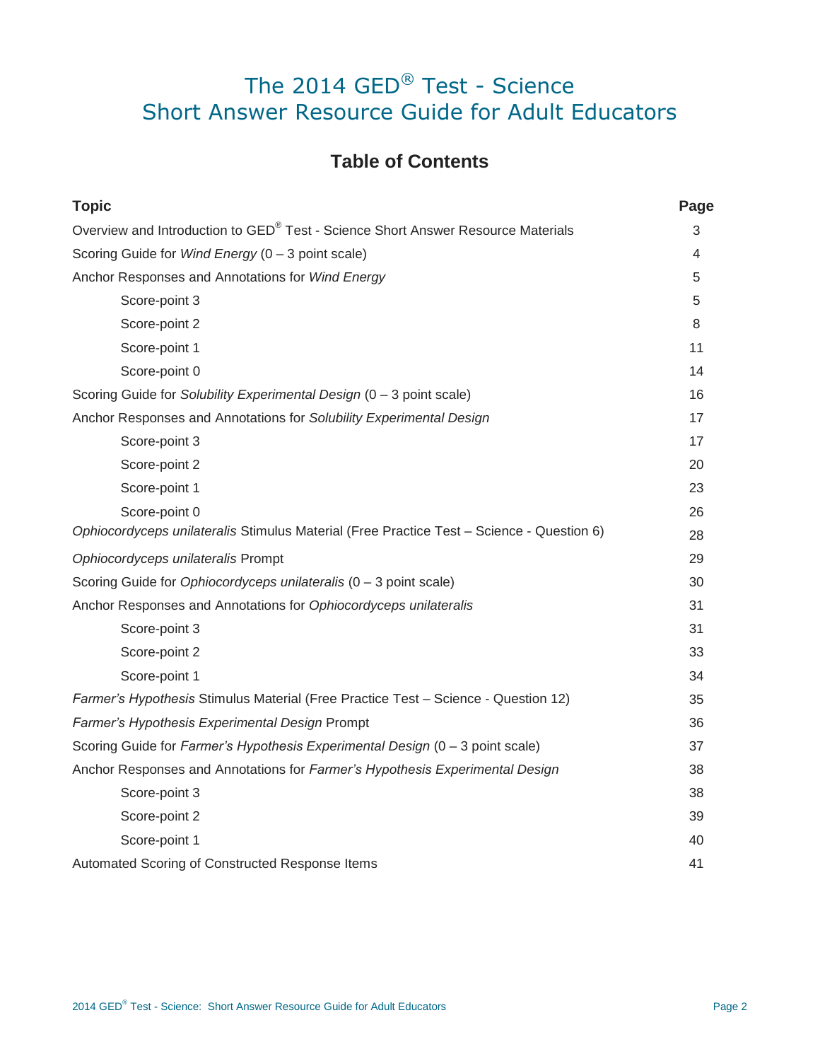# The 2014 GED® Test - Science
# Short Answer Resource Guide for Adult Educators

## Table of Contents

| Topic | Page |
|---|---|
| Overview and Introduction to GED® Test - Science Short Answer Resource Materials | 3 |
| Scoring Guide for *Wind Energy* (0 – 3 point scale) | 4 |
| Anchor Responses and Annotations for *Wind Energy* | 5 |
| Score-point 3 | 5 |
| Score-point 2 | 8 |
| Score-point 1 | 11 |
| Score-point 0 | 14 |
| Scoring Guide for *Solubility Experimental Design* (0 – 3 point scale) | 16 |
| Anchor Responses and Annotations for *Solubility Experimental Design* | 17 |
| Score-point 3 | 17 |
| Score-point 2 | 20 |
| Score-point 1 | 23 |
| Score-point 0 | 26 |
| *Ophiocordyceps unilateralis* Stimulus Material (Free Practice Test – Science - Question 6) | 28 |
| *Ophiocordyceps unilateralis* Prompt | 29 |
| Scoring Guide for *Ophiocordyceps unilateralis* (0 – 3 point scale) | 30 |
| Anchor Responses and Annotations for *Ophiocordyceps unilateralis* | 31 |
| Score-point 3 | 31 |
| Score-point 2 | 33 |
| Score-point 1 | 34 |
| *Farmer's Hypothesis* Stimulus Material (Free Practice Test – Science - Question 12) | 35 |
| *Farmer's Hypothesis Experimental Design* Prompt | 36 |
| Scoring Guide for *Farmer's Hypothesis Experimental Design* (0 – 3 point scale) | 37 |
| Anchor Responses and Annotations for *Farmer's Hypothesis Experimental Design* | 38 |
| Score-point 3 | 38 |
| Score-point 2 | 39 |
| Score-point 1 | 40 |
| Automated Scoring of Constructed Response Items | 41 |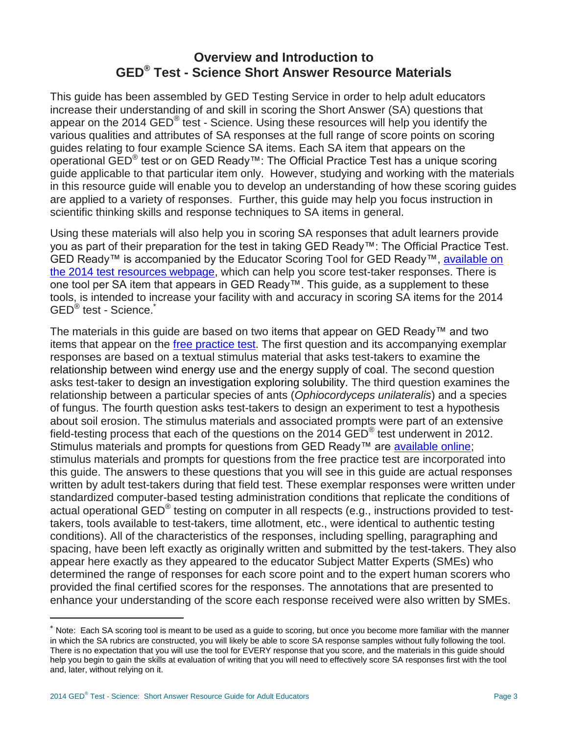# Overview and Introduction to GED® Test - Science Short Answer Resource Materials

This guide has been assembled by GED Testing Service in order to help adult educators increase their understanding of and skill in scoring the Short Answer (SA) questions that appear on the 2014 GED® test - Science. Using these resources will help you identify the various qualities and attributes of SA responses at the full range of score points on scoring guides relating to four example Science SA items. Each SA item that appears on the operational GED® test or on GED Ready™: The Official Practice Test has a unique scoring guide applicable to that particular item only. However, studying and working with the materials in this resource guide will enable you to develop an understanding of how these scoring guides are applied to a variety of responses. Further, this guide may help you focus instruction in scientific thinking skills and response techniques to SA items in general.

Using these materials will also help you in scoring SA responses that adult learners provide you as part of their preparation for the test in taking GED Ready™: The Official Practice Test. GED Ready™ is accompanied by the Educator Scoring Tool for GED Ready™, [available on the 2014 test resources webpage](), which can help you score test-taker responses. There is one tool per SA item that appears in GED Ready™. This guide, as a supplement to these tools, is intended to increase your facility with and accuracy in scoring SA items for the 2014 GED® test - Science.*

The materials in this guide are based on two items that appear on GED Ready™ and two items that appear on the [free practice test](). The first question and its accompanying exemplar responses are based on a textual stimulus material that asks test-takers to examine the relationship between wind energy use and the energy supply of coal. The second question asks test-taker to design an investigation exploring solubility. The third question examines the relationship between a particular species of ants (*Ophiocordyceps unilateralis*) and a species of fungus. The fourth question asks test-takers to design an experiment to test a hypothesis about soil erosion. The stimulus materials and associated prompts were part of an extensive field-testing process that each of the questions on the 2014 GED® test underwent in 2012. Stimulus materials and prompts for questions from GED Ready™ are [available online](); stimulus materials and prompts for questions from the free practice test are incorporated into this guide. The answers to these questions that you will see in this guide are actual responses written by adult test-takers during that field test. These exemplar responses were written under standardized computer-based testing administration conditions that replicate the conditions of actual operational GED® testing on computer in all respects (e.g., instructions provided to test-takers, tools available to test-takers, time allotment, etc., were identical to authentic testing conditions). All of the characteristics of the responses, including spelling, paragraphing and spacing, have been left exactly as originally written and submitted by the test-takers. They also appear here exactly as they appeared to the educator Subject Matter Experts (SMEs) who determined the range of responses for each score point and to the expert human scorers who provided the final certified scores for the responses. The annotations that are presented to enhance your understanding of the score each response received were also written by SMEs.

---

* Note: Each SA scoring tool is meant to be used as a guide to scoring, but once you become more familiar with the manner in which the SA rubrics are constructed, you will likely be able to score SA response samples without fully following the tool. There is no expectation that you will use the tool for EVERY response that you score, and the materials in this guide should help you begin to gain the skills at evaluation of writing that you will need to effectively score SA responses first with the tool and, later, without relying on it.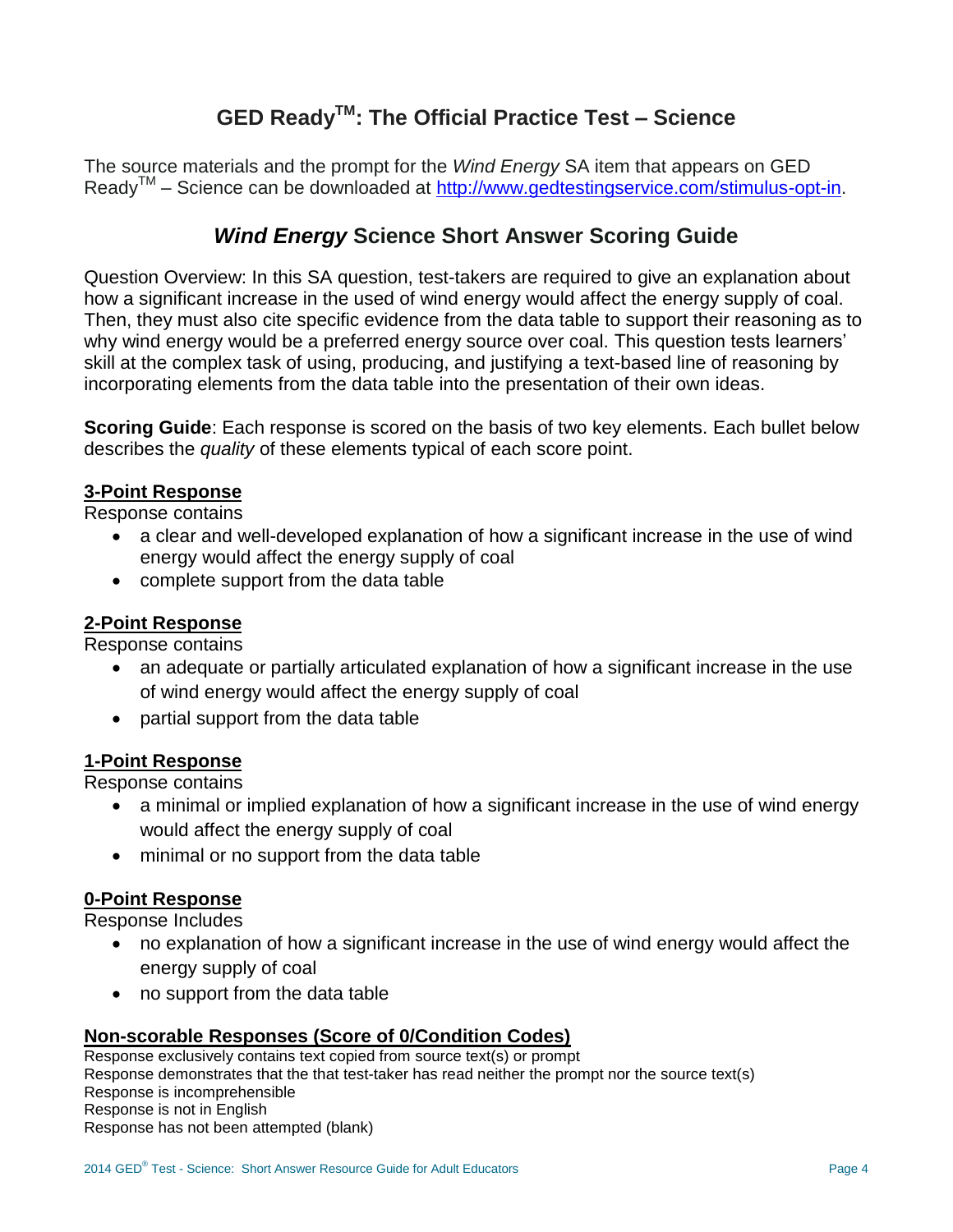# GED Ready™: The Official Practice Test – Science

The source materials and the prompt for the *Wind Energy* SA item that appears on GED Ready™ – Science can be downloaded at http://www.gedtestingservice.com/stimulus-opt-in.

## *Wind Energy* Science Short Answer Scoring Guide

Question Overview: In this SA question, test-takers are required to give an explanation about how a significant increase in the used of wind energy would affect the energy supply of coal. Then, they must also cite specific evidence from the data table to support their reasoning as to why wind energy would be a preferred energy source over coal. This question tests learners' skill at the complex task of using, producing, and justifying a text-based line of reasoning by incorporating elements from the data table into the presentation of their own ideas.

**Scoring Guide**: Each response is scored on the basis of two key elements. Each bullet below describes the *quality* of these elements typical of each score point.

### 3-Point Response

Response contains

- a clear and well-developed explanation of how a significant increase in the use of wind energy would affect the energy supply of coal
- complete support from the data table

### 2-Point Response

Response contains

- an adequate or partially articulated explanation of how a significant increase in the use of wind energy would affect the energy supply of coal
- partial support from the data table

### 1-Point Response

Response contains

- a minimal or implied explanation of how a significant increase in the use of wind energy would affect the energy supply of coal
- minimal or no support from the data table

### 0-Point Response

Response Includes

- no explanation of how a significant increase in the use of wind energy would affect the energy supply of coal
- no support from the data table

### Non-scorable Responses (Score of 0/Condition Codes)

Response exclusively contains text copied from source text(s) or prompt
Response demonstrates that the that test-taker has read neither the prompt nor the source text(s)
Response is incomprehensible
Response is not in English
Response has not been attempted (blank)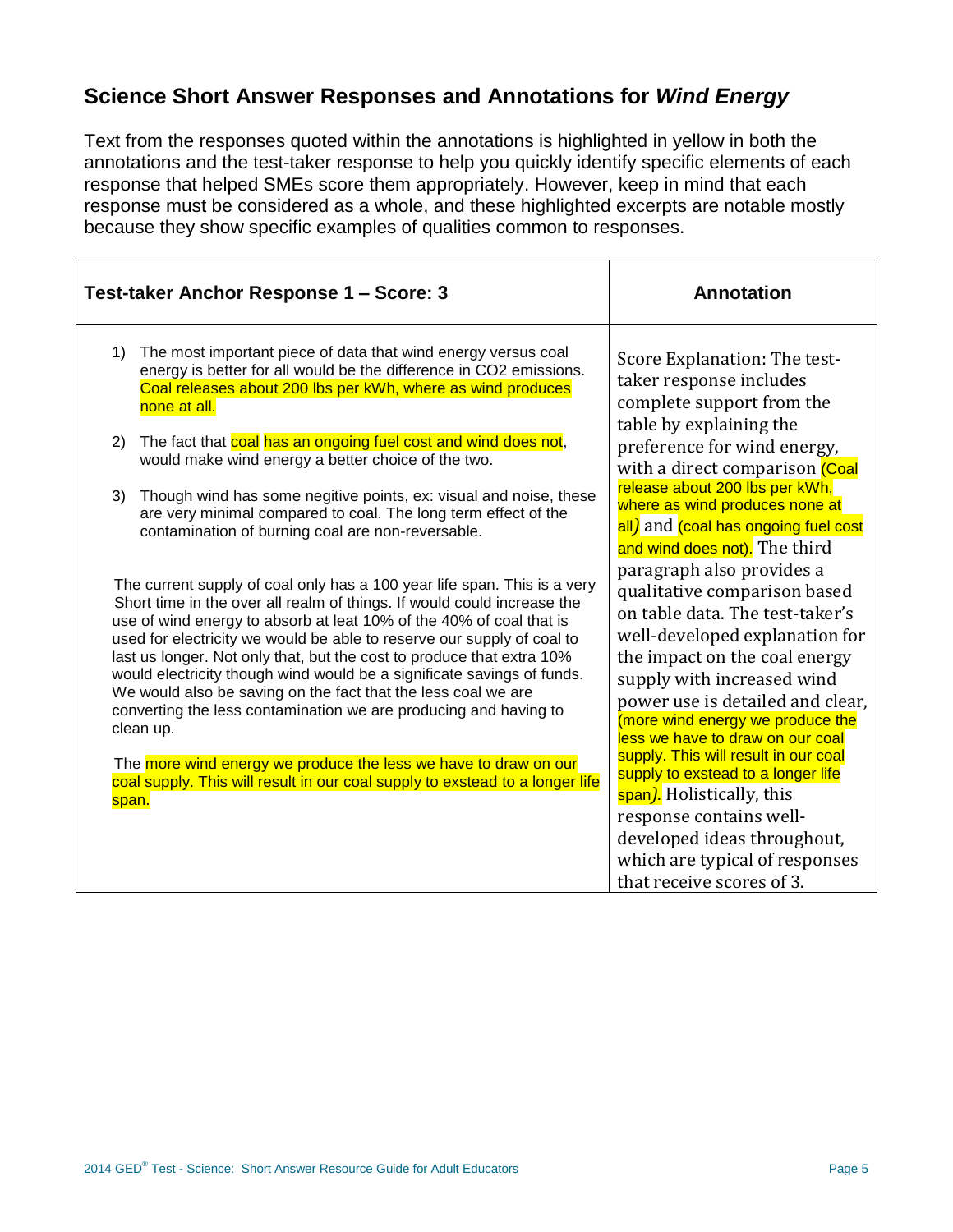## Science Short Answer Responses and Annotations for *Wind Energy*

Text from the responses quoted within the annotations is highlighted in yellow in both the annotations and the test-taker response to help you quickly identify specific elements of each response that helped SMEs score them appropriately. However, keep in mind that each response must be considered as a whole, and these highlighted excerpts are notable mostly because they show specific examples of qualities common to responses.

| Test-taker Anchor Response 1 – Score: 3 | Annotation |
|---|---|
| 1) The most important piece of data that wind energy versus coal energy is better for all would be the difference in $CO_2$ emissions. Coal releases about 200 lbs per kWh, where as wind produces none at all.<br><br>2) The fact that coal has an ongoing fuel cost and wind does not, would make wind energy a better choice of the two.<br><br>3) Though wind has some negitive points, ex: visual and noise, these are very minimal compared to coal. The long term effect of the contamination of burning coal are non-reversable.<br><br>The current supply of coal only has a 100 year life span. This is a very Short time in the over all realm of things. If would could increase the use of wind energy to absorb at leat 10% of the 40% of coal that is used for electricity we would be able to reserve our supply of coal to last us longer. Not only that, but the cost to produce that extra 10% would electricity though wind would be a significate savings of funds. We would also be saving on the fact that the less coal we are converting the less contamination we are producing and having to clean up.<br><br>The more wind energy we produce the less we have to draw on our coal supply. This will result in our coal supply to exstead to a longer life span. | Score Explanation: The test-taker response includes complete support from the table by explaining the preference for wind energy, with a direct comparison (Coal release about 200 lbs per kWh, where as wind produces none at all*)* and (coal has ongoing fuel cost and wind does not). The third paragraph also provides a qualitative comparison based on table data. The test-taker's well-developed explanation for the impact on the coal energy supply with increased wind power use is detailed and clear, (more wind energy we produce the less we have to draw on our coal supply. This will result in our coal supply to exstead to a longer life span*).* Holistically, this response contains well-developed ideas throughout, which are typical of responses that receive scores of 3. |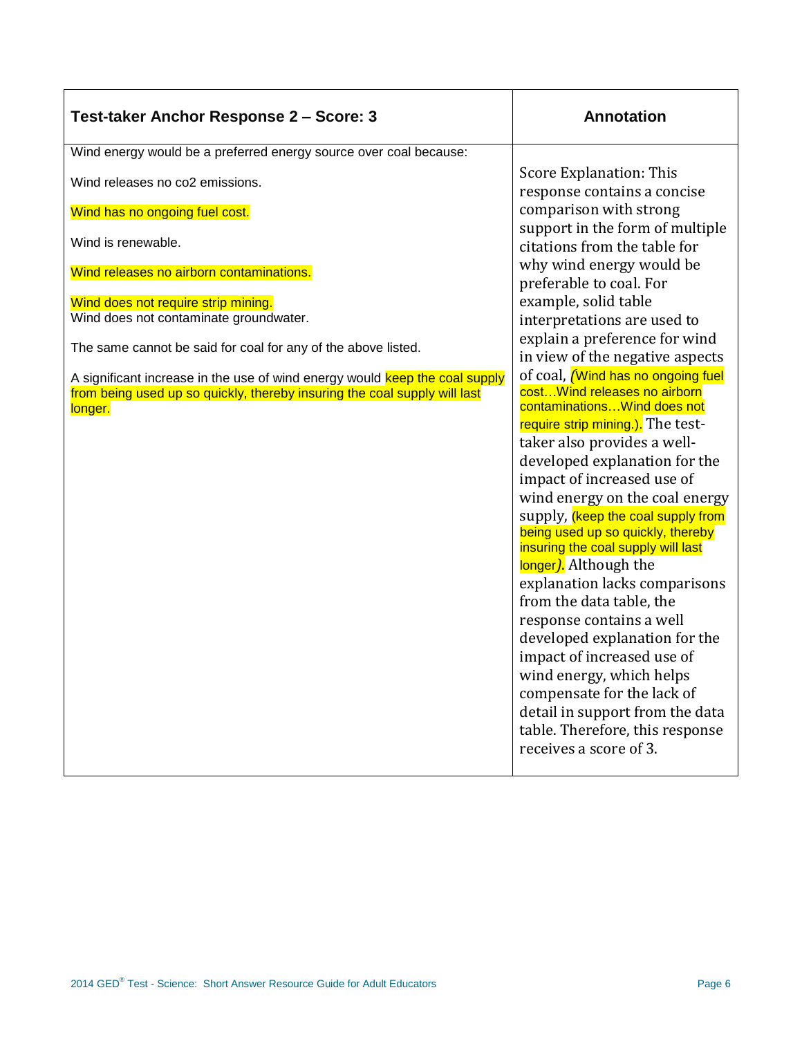| Test-taker Anchor Response 2 – Score: 3 | Annotation |
|---|---|
| Wind energy would be a preferred energy source over coal because:<br><br>Wind releases no co2 emissions.<br><br>Wind has no ongoing fuel cost.<br><br>Wind is renewable.<br><br>Wind releases no airborn contaminations.<br><br>Wind does not require strip mining.<br>Wind does not contaminate groundwater.<br><br>The same cannot be said for coal for any of the above listed.<br><br>A significant increase in the use of wind energy would keep the coal supply from being used up so quickly, thereby insuring the coal supply will last longer. | Score Explanation: This response contains a concise comparison with strong support in the form of multiple citations from the table for why wind energy would be preferable to coal. For example, solid table interpretations are used to explain a preference for wind in view of the negative aspects of coal, *(*Wind has no ongoing fuel cost…Wind releases no airborn contaminations…Wind does not require strip mining.). The test-taker also provides a well-developed explanation for the impact of increased use of wind energy on the coal energy supply, (keep the coal supply from being used up so quickly, thereby insuring the coal supply will last longer*)*. Although the explanation lacks comparisons from the data table, the response contains a well developed explanation for the impact of increased use of wind energy, which helps compensate for the lack of detail in support from the data table. Therefore, this response receives a score of 3. |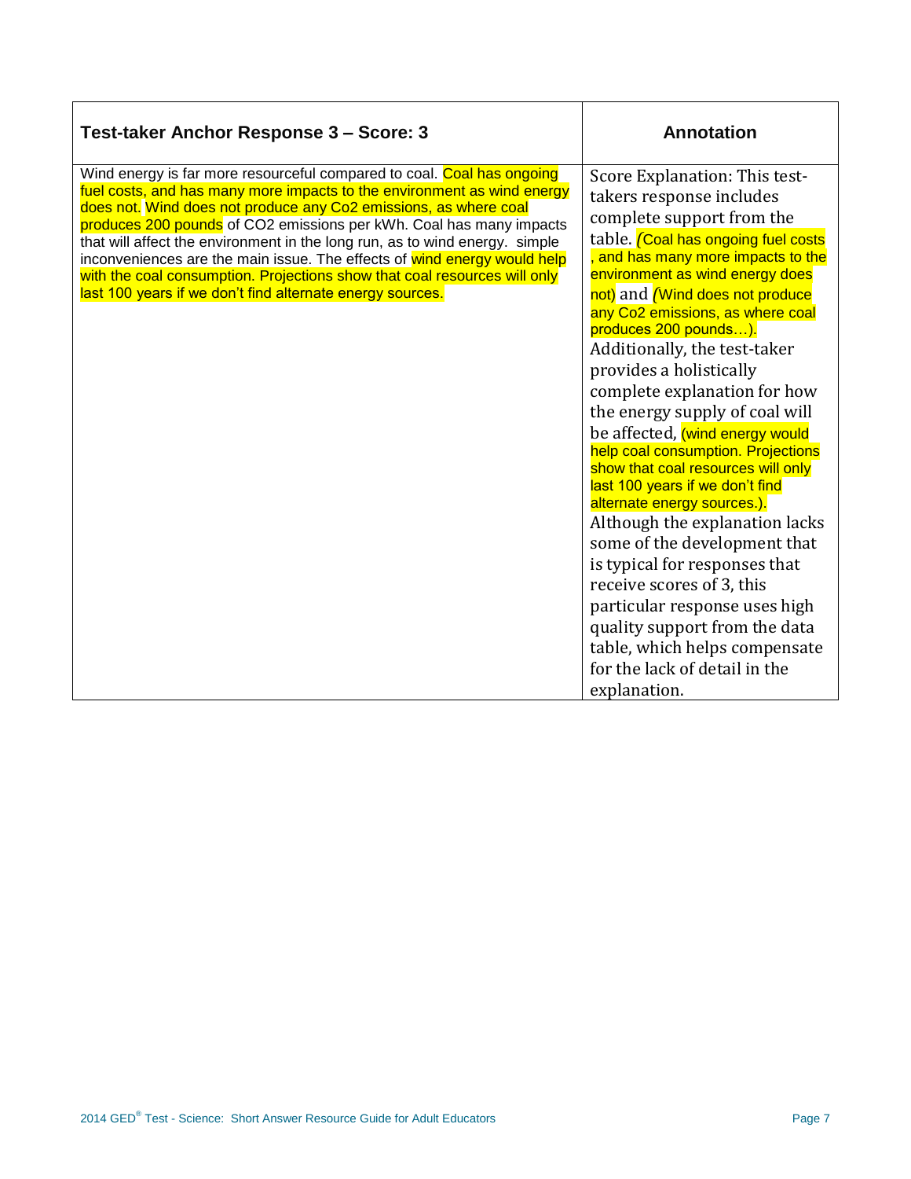| Test-taker Anchor Response 3 – Score: 3 | Annotation |
|---|---|
| Wind energy is far more resourceful compared to coal. Coal has ongoing fuel costs, and has many more impacts to the environment as wind energy does not. Wind does not produce any Co2 emissions, as where coal produces 200 pounds of $CO_2$ emissions per kWh. Coal has many impacts that will affect the environment in the long run, as to wind energy. simple inconveniences are the main issue. The effects of wind energy would help with the coal consumption. Projections show that coal resources will only last 100 years if we don't find alternate energy sources. | Score Explanation: This test-takers response includes complete support from the table. (Coal has ongoing fuel costs , and has many more impacts to the environment as wind energy does not) and (Wind does not produce any Co2 emissions, as where coal produces 200 pounds…). Additionally, the test-taker provides a holistically complete explanation for how the energy supply of coal will be affected, (wind energy would help coal consumption. Projections show that coal resources will only last 100 years if we don't find alternate energy sources.). Although the explanation lacks some of the development that is typical for responses that receive scores of 3, this particular response uses high quality support from the data table, which helps compensate for the lack of detail in the explanation. |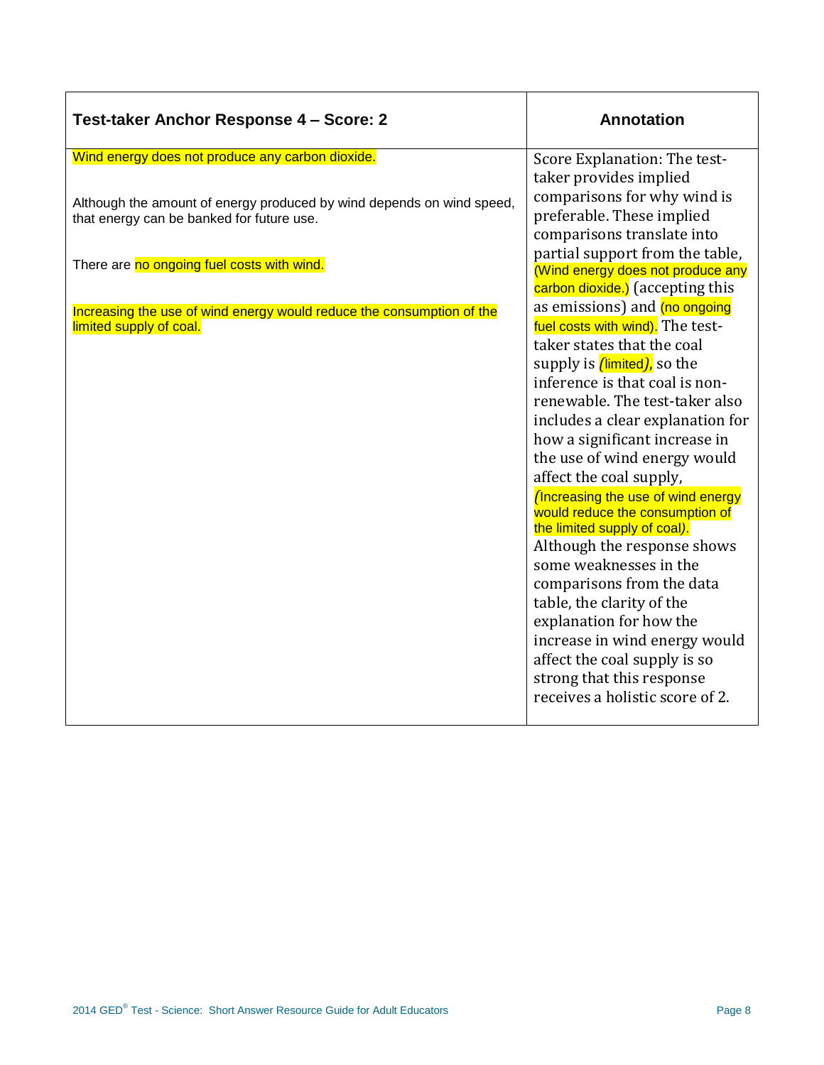| Test-taker Anchor Response 4 – Score: 2 | Annotation |
| --- | --- |
| Wind energy does not produce any carbon dioxide.<br><br>Although the amount of energy produced by wind depends on wind speed, that energy can be banked for future use.<br><br>There are no ongoing fuel costs with wind.<br><br>Increasing the use of wind energy would reduce the consumption of the limited supply of coal. | Score Explanation: The test-taker provides implied comparisons for why wind is preferable. These implied comparisons translate into partial support from the table, (Wind energy does not produce any carbon dioxide.) (accepting this as emissions) and (no ongoing fuel costs with wind). The test-taker states that the coal supply is (limited), so the inference is that coal is non-renewable. The test-taker also includes a clear explanation for how a significant increase in the use of wind energy would affect the coal supply, (Increasing the use of wind energy would reduce the consumption of the limited supply of coal). Although the response shows some weaknesses in the comparisons from the data table, the clarity of the explanation for how the increase in wind energy would affect the coal supply is so strong that this response receives a holistic score of 2. |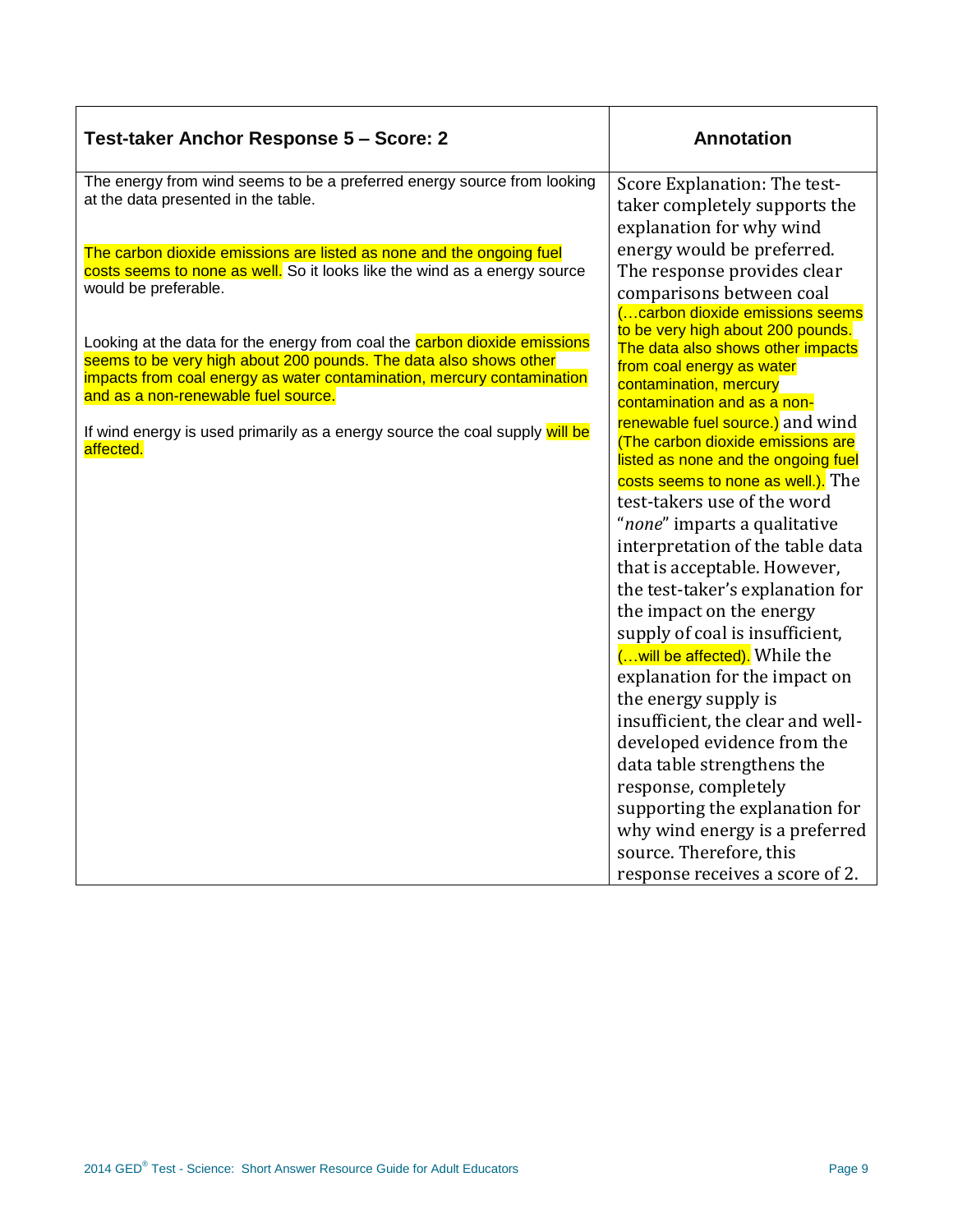| Test-taker Anchor Response 5 – Score: 2 | Annotation |
|---|---|
| The energy from wind seems to be a preferred energy source from looking at the data presented in the table.<br><br>The carbon dioxide emissions are listed as none and the ongoing fuel costs seems to none as well. So it looks like the wind as a energy source would be preferable.<br><br>Looking at the data for the energy from coal the carbon dioxide emissions seems to be very high about 200 pounds. The data also shows other impacts from coal energy as water contamination, mercury contamination and as a non-renewable fuel source.<br><br>If wind energy is used primarily as a energy source the coal supply will be affected. | Score Explanation: The test-taker completely supports the explanation for why wind energy would be preferred. The response provides clear comparisons between coal (…carbon dioxide emissions seems to be very high about 200 pounds. The data also shows other impacts from coal energy as water contamination, mercury contamination and as a non-renewable fuel source.) and wind (The carbon dioxide emissions are listed as none and the ongoing fuel costs seems to none as well.). The test-takers use of the word "*none*" imparts a qualitative interpretation of the table data that is acceptable. However, the test-taker's explanation for the impact on the energy supply of coal is insufficient, (…will be affected). While the explanation for the impact on the energy supply is insufficient, the clear and well-developed evidence from the data table strengthens the response, completely supporting the explanation for why wind energy is a preferred source. Therefore, this response receives a score of 2. |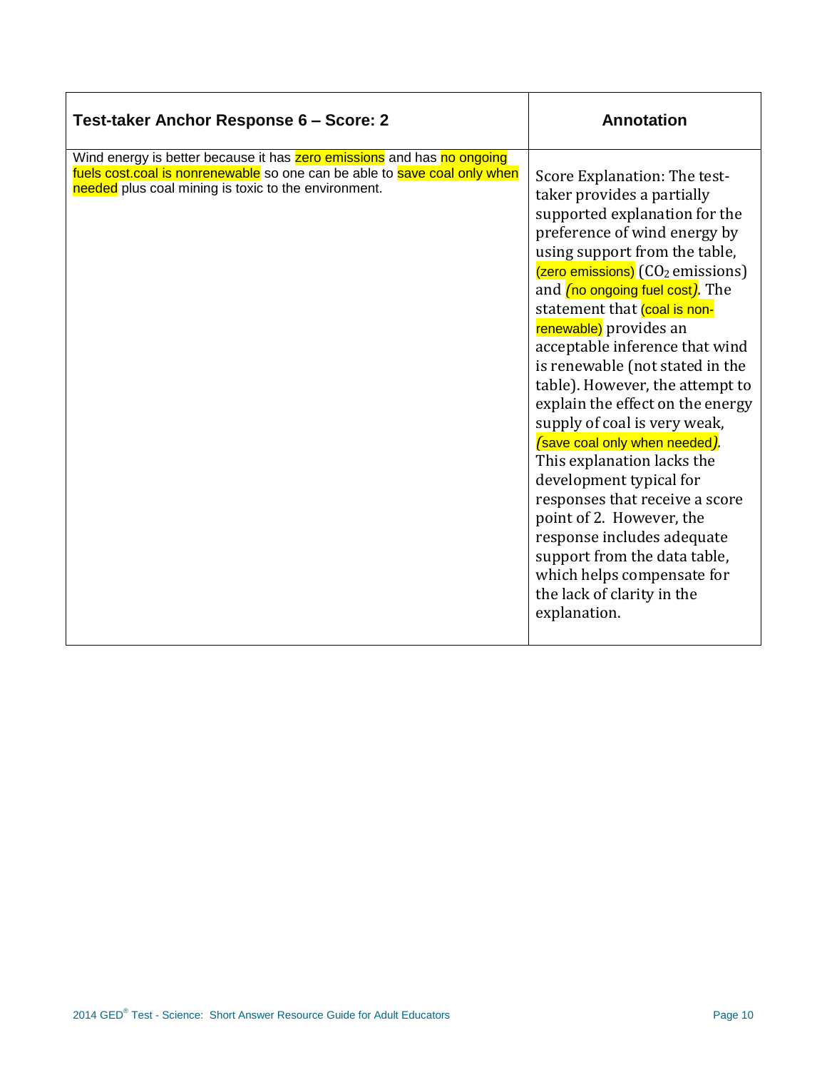| Test-taker Anchor Response 6 – Score: 2 | Annotation |
|---|---|
| Wind energy is better because it has zero emissions and has no ongoing fuels cost.coal is nonrenewable so one can be able to save coal only when needed plus coal mining is toxic to the environment. | Score Explanation: The test-taker provides a partially supported explanation for the preference of wind energy by using support from the table, (zero emissions) ($CO_2$ emissions) and *(*no ongoing fuel cost*)*. The statement that (coal is non-renewable) provides an acceptable inference that wind is renewable (not stated in the table). However, the attempt to explain the effect on the energy supply of coal is very weak, *(*save coal only when needed*)*. This explanation lacks the development typical for responses that receive a score point of 2. However, the response includes adequate support from the data table, which helps compensate for the lack of clarity in the explanation. |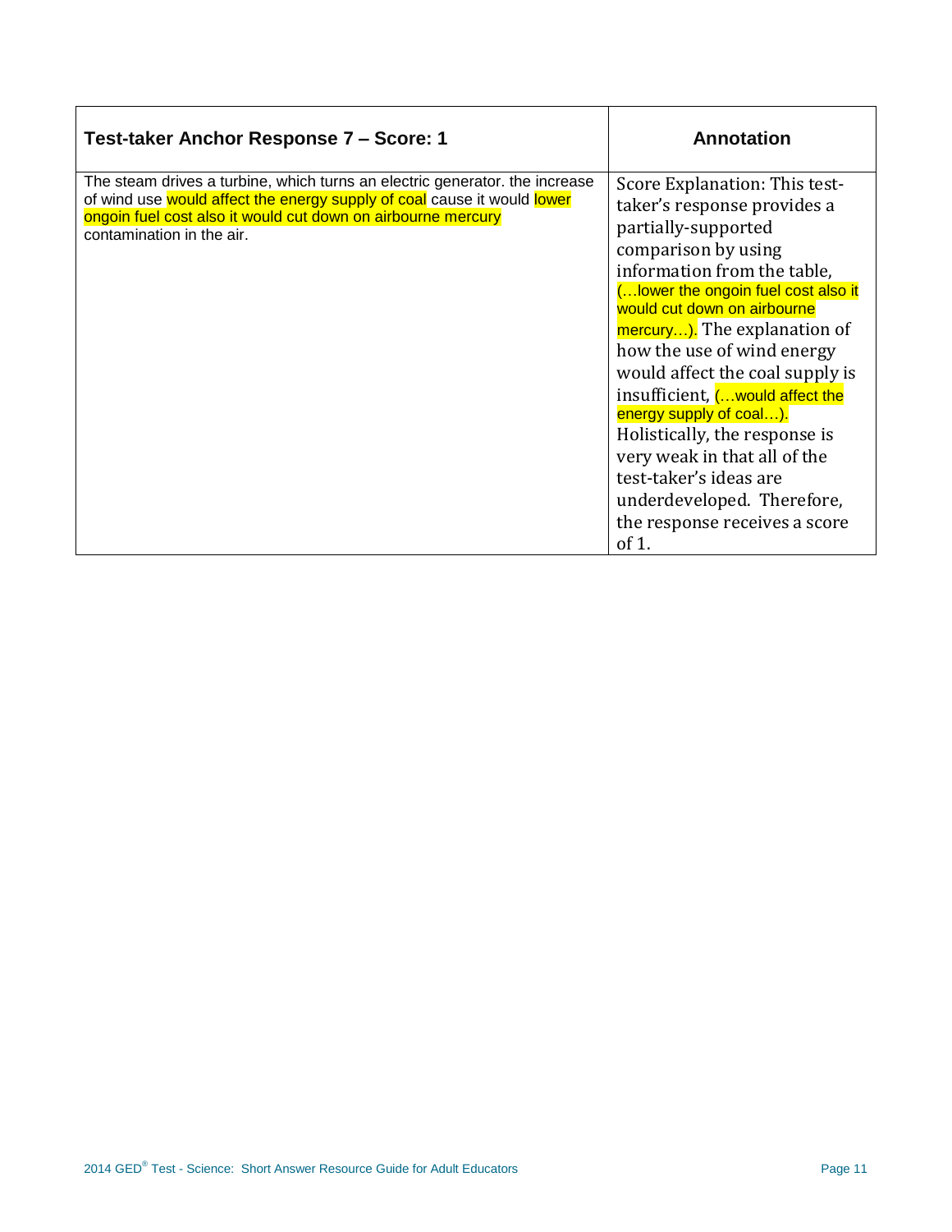| Test-taker Anchor Response 7 – Score: 1 | Annotation |
| --- | --- |
| The steam drives a turbine, which turns an electric generator. the increase of wind use would affect the energy supply of coal cause it would lower ongoin fuel cost also it would cut down on airbourne mercury contamination in the air. | Score Explanation: This test-taker's response provides a partially-supported comparison by using information from the table, (…lower the ongoin fuel cost also it would cut down on airbourne mercury…). The explanation of how the use of wind energy would affect the coal supply is insufficient, (…would affect the energy supply of coal…). Holistically, the response is very weak in that all of the test-taker's ideas are underdeveloped. Therefore, the response receives a score of 1. |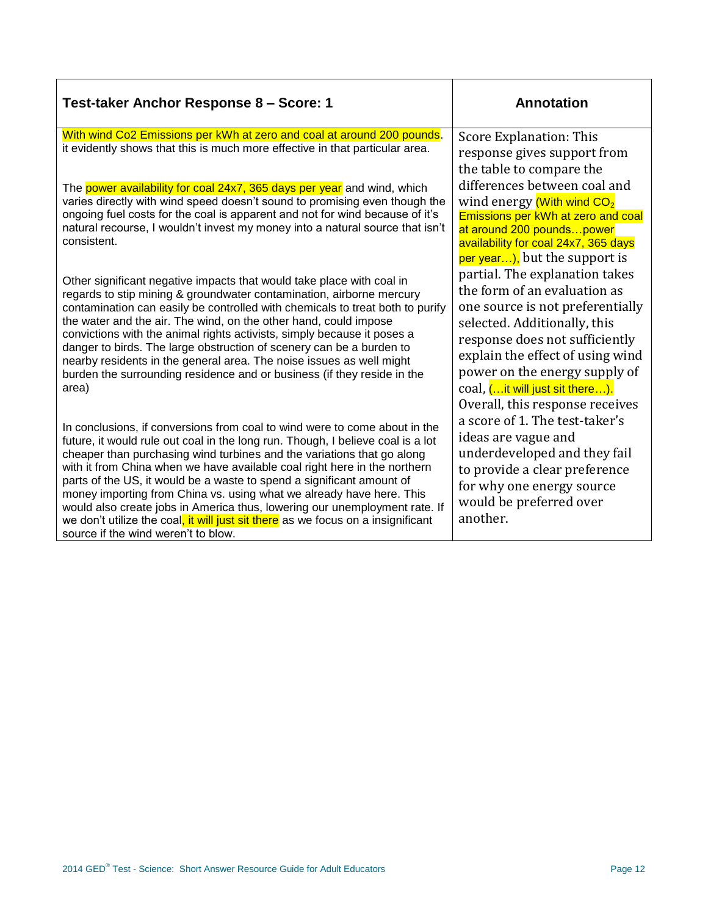| Test-taker Anchor Response 8 – Score: 1 | Annotation |
|---|---|
| With wind Co2 Emissions per kWh at zero and coal at around 200 pounds. it evidently shows that this is much more effective in that particular area.<br><br>The power availability for coal 24x7, 365 days per year and wind, which varies directly with wind speed doesn't sound to promising even though the ongoing fuel costs for the coal is apparent and not for wind because of it's natural recourse, I wouldn't invest my money into a natural source that isn't consistent.<br><br>Other significant negative impacts that would take place with coal in regards to stip mining & groundwater contamination, airborne mercury contamination can easily be controlled with chemicals to treat both to purify the water and the air. The wind, on the other hand, could impose convictions with the animal rights activists, simply because it poses a danger to birds. The large obstruction of scenery can be a burden to nearby residents in the general area. The noise issues as well might burden the surrounding residence and or business (if they reside in the area)<br><br>In conclusions, if conversions from coal to wind were to come about in the future, it would rule out coal in the long run. Though, I believe coal is a lot cheaper than purchasing wind turbines and the variations that go along with it from China when we have available coal right here in the northern parts of the US, it would be a waste to spend a significant amount of money importing from China vs. using what we already have here. This would also create jobs in America thus, lowering our unemployment rate. If we don't utilize the coal, it will just sit there as we focus on a insignificant source if the wind weren't to blow. | Score Explanation: This response gives support from the table to compare the differences between coal and wind energy (With wind $CO_2$ Emissions per kWh at zero and coal at around 200 pounds…power availability for coal 24x7, 365 days per year…), but the support is partial. The explanation takes the form of an evaluation as one source is not preferentially selected. Additionally, this response does not sufficiently explain the effect of using wind power on the energy supply of coal, (…it will just sit there…). Overall, this response receives a score of 1. The test-taker's ideas are vague and underdeveloped and they fail to provide a clear preference for why one energy source would be preferred over another. |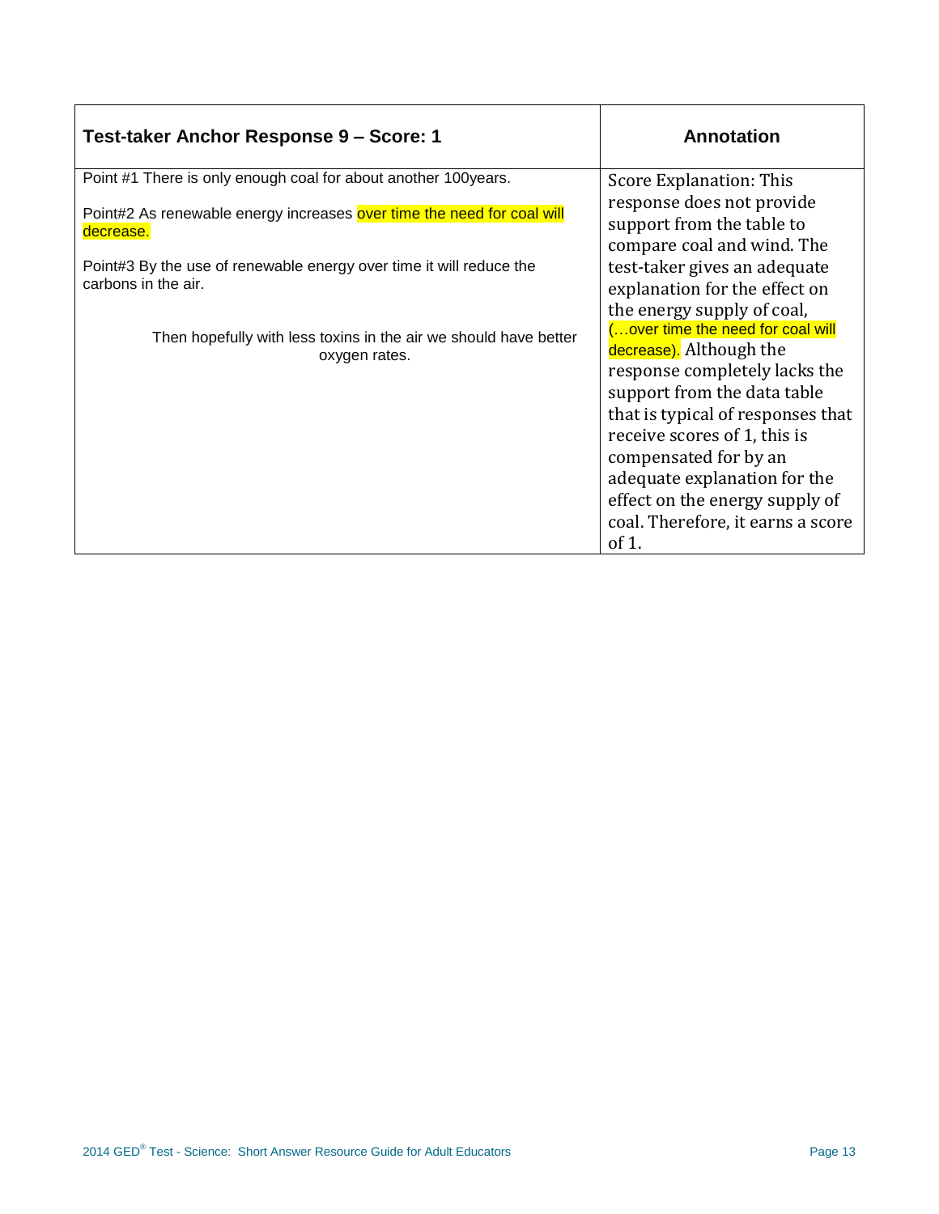| Test-taker Anchor Response 9 – Score: 1 | Annotation |
| --- | --- |
| Point #1 There is only enough coal for about another 100years.<br><br>Point#2 As renewable energy increases over time the need for coal will decrease.<br><br>Point#3 By the use of renewable energy over time it will reduce the carbons in the air.<br><br>Then hopefully with less toxins in the air we should have better oxygen rates. | Score Explanation: This response does not provide support from the table to compare coal and wind. The test-taker gives an adequate explanation for the effect on the energy supply of coal, (…over time the need for coal will decrease). Although the response completely lacks the support from the data table that is typical of responses that receive scores of 1, this is compensated for by an adequate explanation for the effect on the energy supply of coal. Therefore, it earns a score of 1. |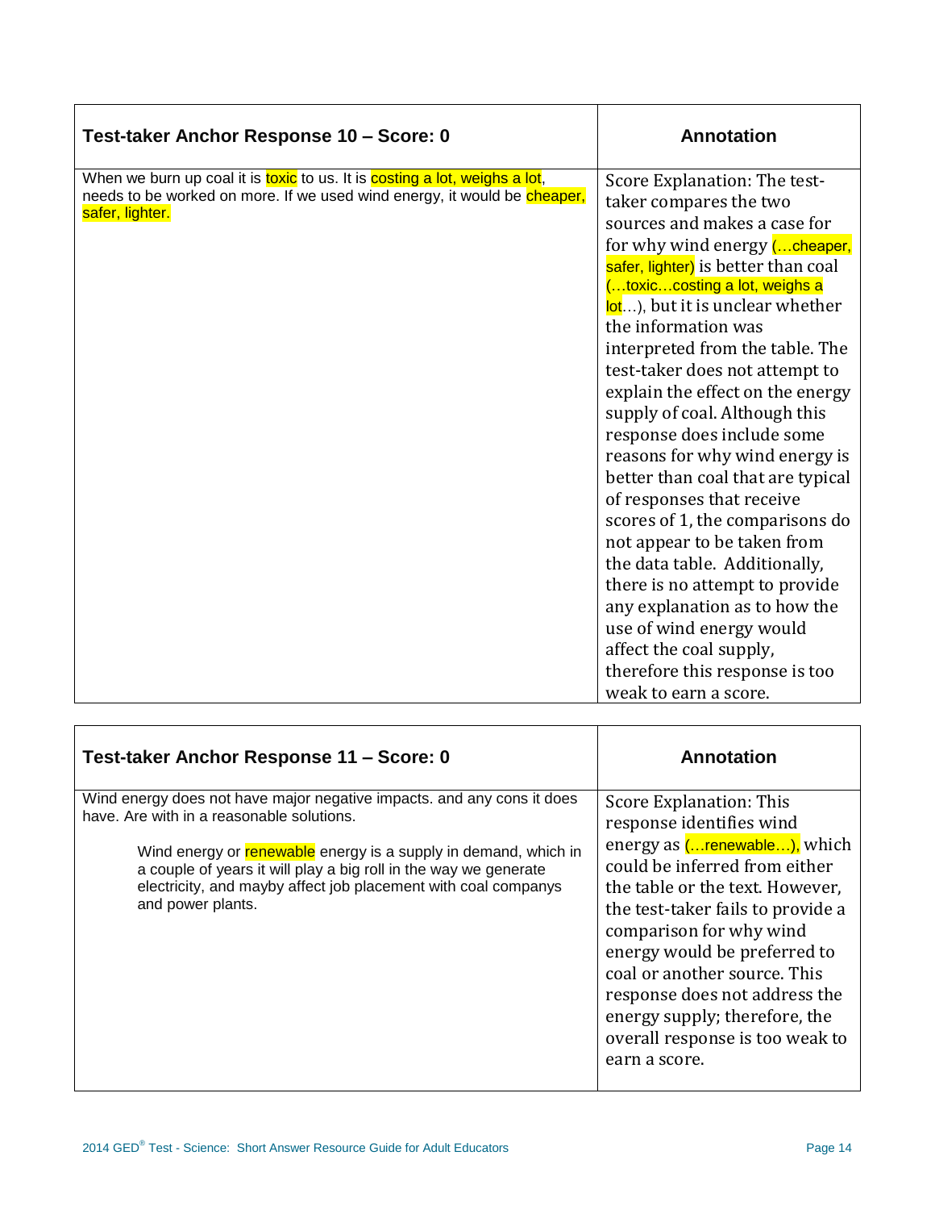| Test-taker Anchor Response 10 – Score: 0 | Annotation |
|---|---|
| When we burn up coal it is toxic to us. It is costing a lot, weighs a lot, needs to be worked on more. If we used wind energy, it would be cheaper, safer, lighter. | Score Explanation: The test-taker compares the two sources and makes a case for for why wind energy (…cheaper, safer, lighter) is better than coal (…toxic…costing a lot, weighs a lot…), but it is unclear whether the information was interpreted from the table. The test-taker does not attempt to explain the effect on the energy supply of coal. Although this response does include some reasons for why wind energy is better than coal that are typical of responses that receive scores of 1, the comparisons do not appear to be taken from the data table. Additionally, there is no attempt to provide any explanation as to how the use of wind energy would affect the coal supply, therefore this response is too weak to earn a score. |

| Test-taker Anchor Response 11 – Score: 0 | Annotation |
|---|---|
| Wind energy does not have major negative impacts. and any cons it does have. Are with in a reasonable solutions.<br><br>Wind energy or renewable energy is a supply in demand, which in a couple of years it will play a big roll in the way we generate electricity, and mayby affect job placement with coal companys and power plants. | Score Explanation: This response identifies wind energy as (…renewable…), which could be inferred from either the table or the text. However, the test-taker fails to provide a comparison for why wind energy would be preferred to coal or another source. This response does not address the energy supply; therefore, the overall response is too weak to earn a score. |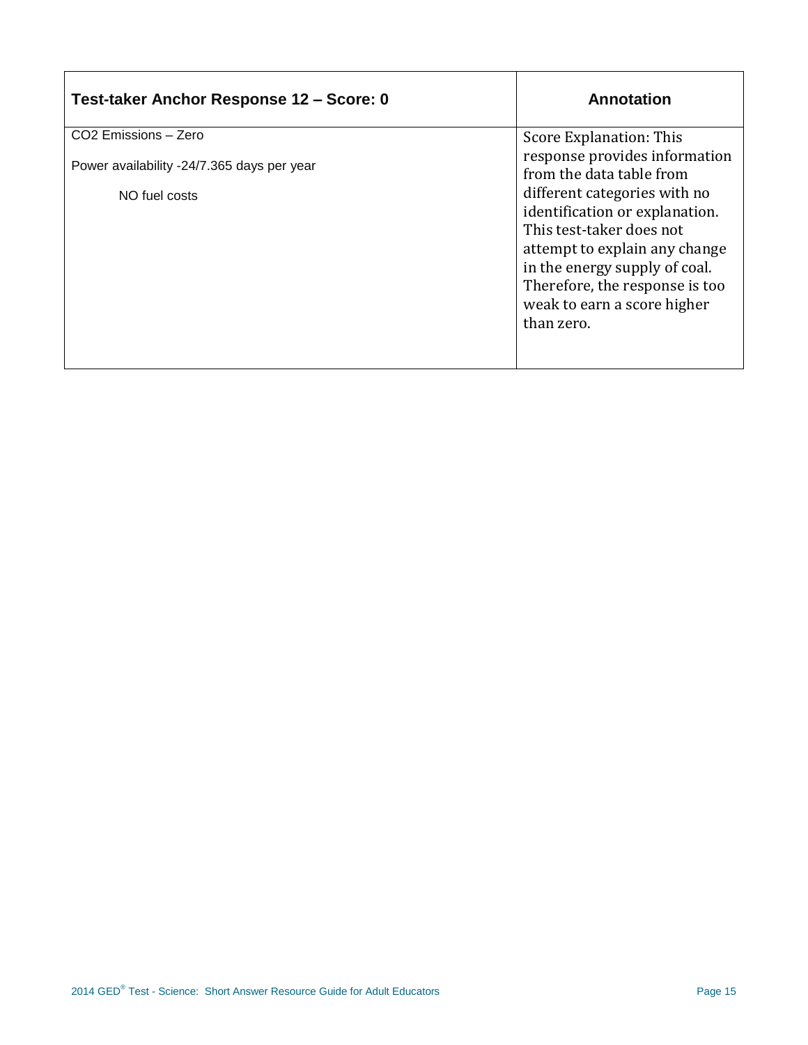| Test-taker Anchor Response 12 – Score: 0 | Annotation |
|---|---|
| $CO_2$ Emissions – Zero<br><br>Power availability -24/7.365 days per year<br><br>NO fuel costs | Score Explanation: This response provides information from the data table from different categories with no identification or explanation. This test-taker does not attempt to explain any change in the energy supply of coal. Therefore, the response is too weak to earn a score higher than zero. |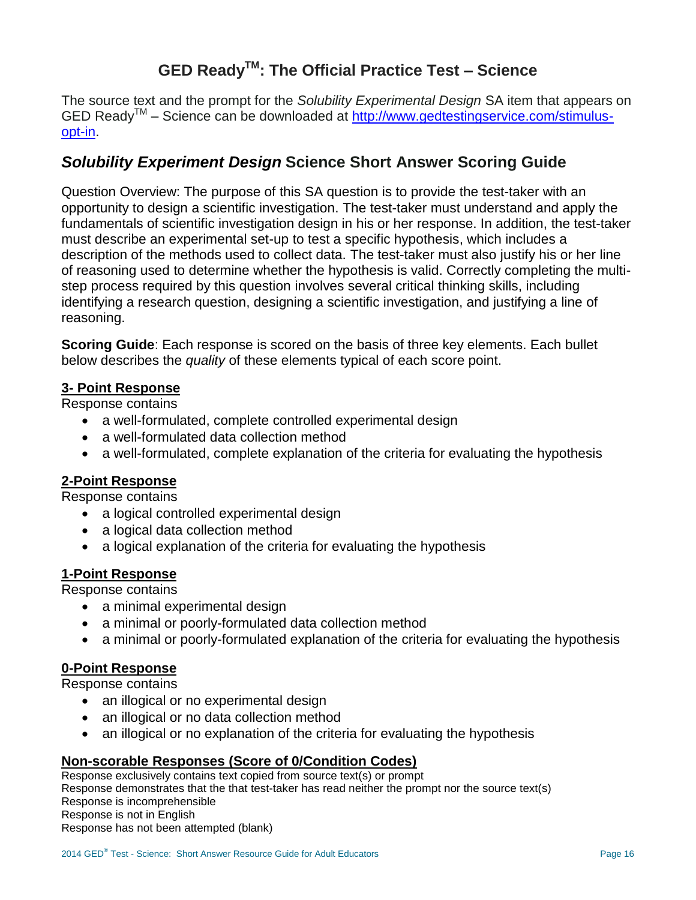# GED Ready™: The Official Practice Test – Science

The source text and the prompt for the *Solubility Experimental Design* SA item that appears on GED Ready™ – Science can be downloaded at http://www.gedtestingservice.com/stimulus-opt-in.

## *Solubility Experiment Design* Science Short Answer Scoring Guide

Question Overview: The purpose of this SA question is to provide the test-taker with an opportunity to design a scientific investigation. The test-taker must understand and apply the fundamentals of scientific investigation design in his or her response. In addition, the test-taker must describe an experimental set-up to test a specific hypothesis, which includes a description of the methods used to collect data. The test-taker must also justify his or her line of reasoning used to determine whether the hypothesis is valid. Correctly completing the multi-step process required by this question involves several critical thinking skills, including identifying a research question, designing a scientific investigation, and justifying a line of reasoning.

**Scoring Guide**: Each response is scored on the basis of three key elements. Each bullet below describes the *quality* of these elements typical of each score point.

### 3- Point Response

Response contains

- a well-formulated, complete controlled experimental design
- a well-formulated data collection method
- a well-formulated, complete explanation of the criteria for evaluating the hypothesis

### 2-Point Response

Response contains

- a logical controlled experimental design
- a logical data collection method
- a logical explanation of the criteria for evaluating the hypothesis

### 1-Point Response

Response contains

- a minimal experimental design
- a minimal or poorly-formulated data collection method
- a minimal or poorly-formulated explanation of the criteria for evaluating the hypothesis

### 0-Point Response

Response contains

- an illogical or no experimental design
- an illogical or no data collection method
- an illogical or no explanation of the criteria for evaluating the hypothesis

### Non-scorable Responses (Score of 0/Condition Codes)

Response exclusively contains text copied from source text(s) or prompt
Response demonstrates that the that test-taker has read neither the prompt nor the source text(s)
Response is incomprehensible
Response is not in English
Response has not been attempted (blank)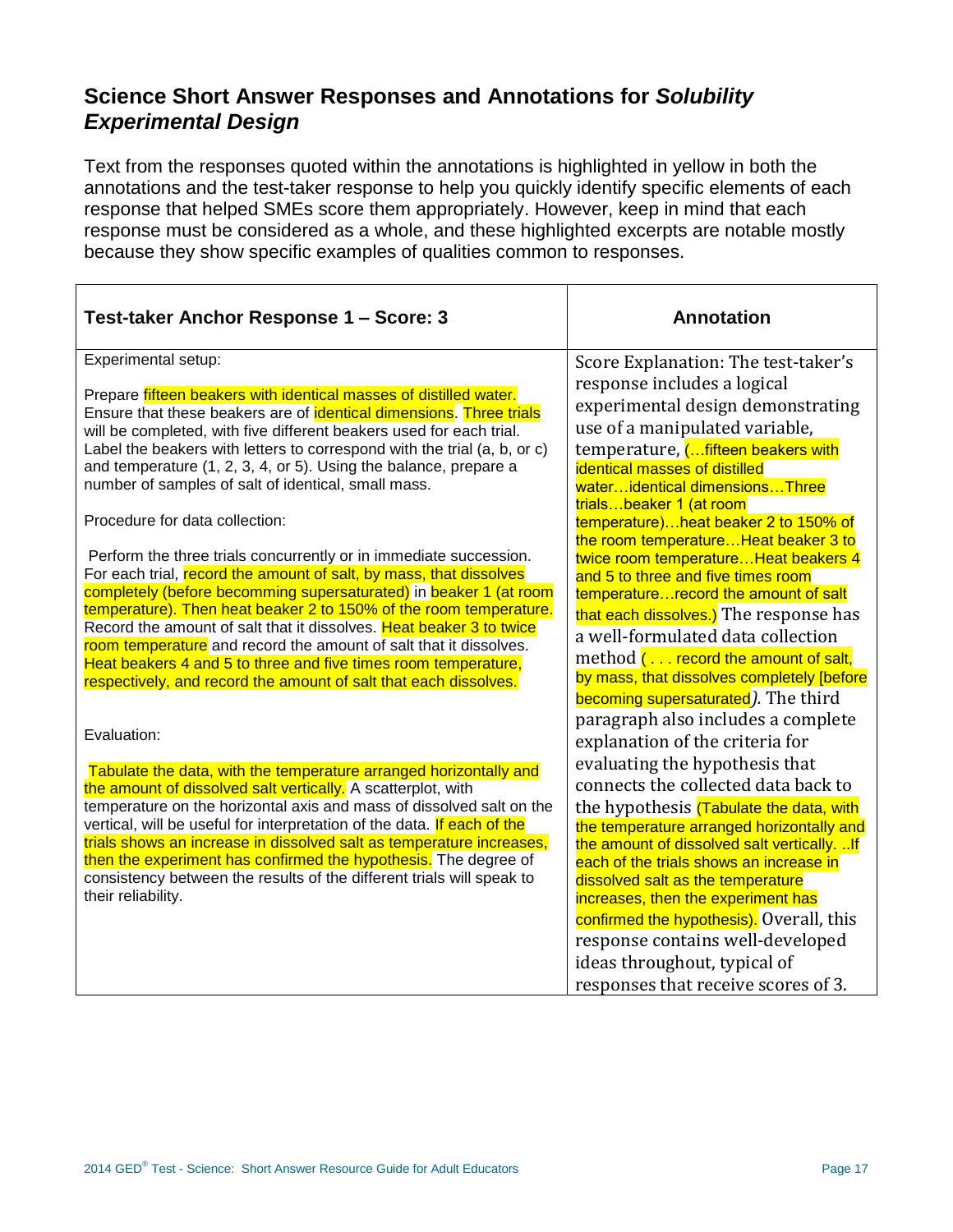## Science Short Answer Responses and Annotations for *Solubility Experimental Design*

Text from the responses quoted within the annotations is highlighted in yellow in both the annotations and the test-taker response to help you quickly identify specific elements of each response that helped SMEs score them appropriately. However, keep in mind that each response must be considered as a whole, and these highlighted excerpts are notable mostly because they show specific examples of qualities common to responses.

| Test-taker Anchor Response 1 – Score: 3 | Annotation |
| --- | --- |
| Experimental setup:<br><br>Prepare fifteen beakers with identical masses of distilled water. Ensure that these beakers are of identical dimensions. Three trials will be completed, with five different beakers used for each trial. Label the beakers with letters to correspond with the trial (a, b, or c) and temperature (1, 2, 3, 4, or 5). Using the balance, prepare a number of samples of salt of identical, small mass.<br><br>Procedure for data collection:<br><br>Perform the three trials concurrently or in immediate succession. For each trial, record the amount of salt, by mass, that dissolves completely (before becomming supersaturated) in beaker 1 (at room temperature). Then heat beaker 2 to 150% of the room temperature. Record the amount of salt that it dissolves. Heat beaker 3 to twice room temperature and record the amount of salt that it dissolves. Heat beakers 4 and 5 to three and five times room temperature, respectively, and record the amount of salt that each dissolves.<br><br>Evaluation:<br><br>Tabulate the data, with the temperature arranged horizontally and the amount of dissolved salt vertically. A scatterplot, with temperature on the horizontal axis and mass of dissolved salt on the vertical, will be useful for interpretation of the data. If each of the trials shows an increase in dissolved salt as temperature increases, then the experiment has confirmed the hypothesis. The degree of consistency between the results of the different trials will speak to their reliability. | Score Explanation: The test-taker's response includes a logical experimental design demonstrating use of a manipulated variable, temperature, (…fifteen beakers with identical masses of distilled water…identical dimensions…Three trials…beaker 1 (at room temperature)…heat beaker 2 to 150% of the room temperature…Heat beaker 3 to twice room temperature…Heat beakers 4 and 5 to three and five times room temperature…record the amount of salt that each dissolves.) The response has a well-formulated data collection method ( . . . record the amount of salt, by mass, that dissolves completely [before becoming supersaturated*). The third paragraph also includes a complete explanation of the criteria for evaluating the hypothesis that connects the collected data back to the hypothesis (Tabulate the data, with the temperature arranged horizontally and the amount of dissolved salt vertically. ..If each of the trials shows an increase in dissolved salt as the temperature increases, then the experiment has confirmed the hypothesis). Overall, this response contains well-developed ideas throughout, typical of responses that receive scores of 3. |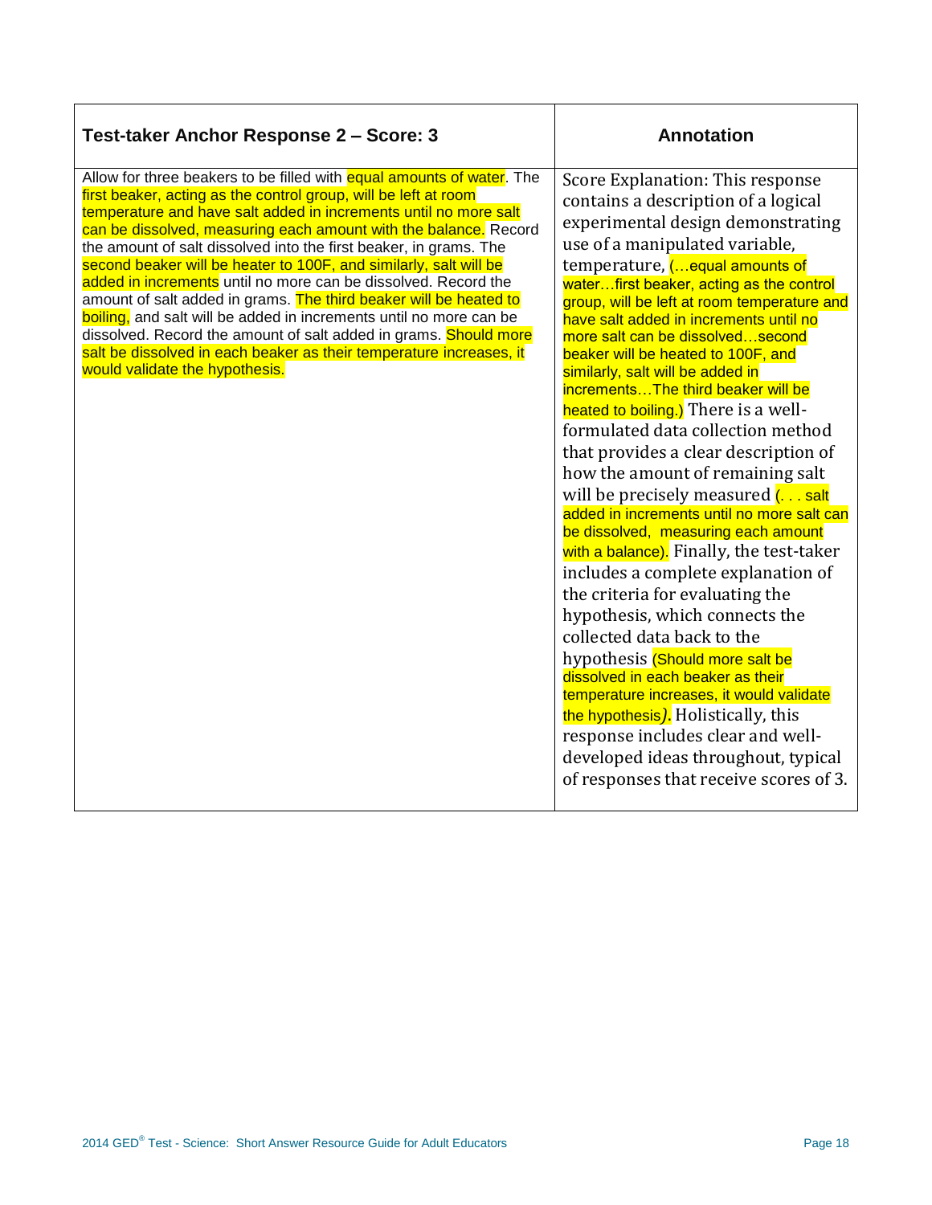| Test-taker Anchor Response 2 – Score: 3 | Annotation |
|---|---|
| Allow for three beakers to be filled with equal amounts of water. The first beaker, acting as the control group, will be left at room temperature and have salt added in increments until no more salt can be dissolved, measuring each amount with the balance. Record the amount of salt dissolved into the first beaker, in grams. The second beaker will be heater to 100F, and similarly, salt will be added in increments until no more can be dissolved. Record the amount of salt added in grams. The third beaker will be heated to boiling, and salt will be added in increments until no more can be dissolved. Record the amount of salt added in grams. Should more salt be dissolved in each beaker as their temperature increases, it would validate the hypothesis. | Score Explanation: This response contains a description of a logical experimental design demonstrating use of a manipulated variable, temperature, (…equal amounts of water…first beaker, acting as the control group, will be left at room temperature and have salt added in increments until no more salt can be dissolved…second beaker will be heated to 100F, and similarly, salt will be added in increments…The third beaker will be heated to boiling.) There is a well-formulated data collection method that provides a clear description of how the amount of remaining salt will be precisely measured (. . . salt added in increments until no more salt can be dissolved, measuring each amount with a balance). Finally, the test-taker includes a complete explanation of the criteria for evaluating the hypothesis, which connects the collected data back to the hypothesis (Should more salt be dissolved in each beaker as their temperature increases, it would validate the hypothesis). Holistically, this response includes clear and well-developed ideas throughout, typical of responses that receive scores of 3. |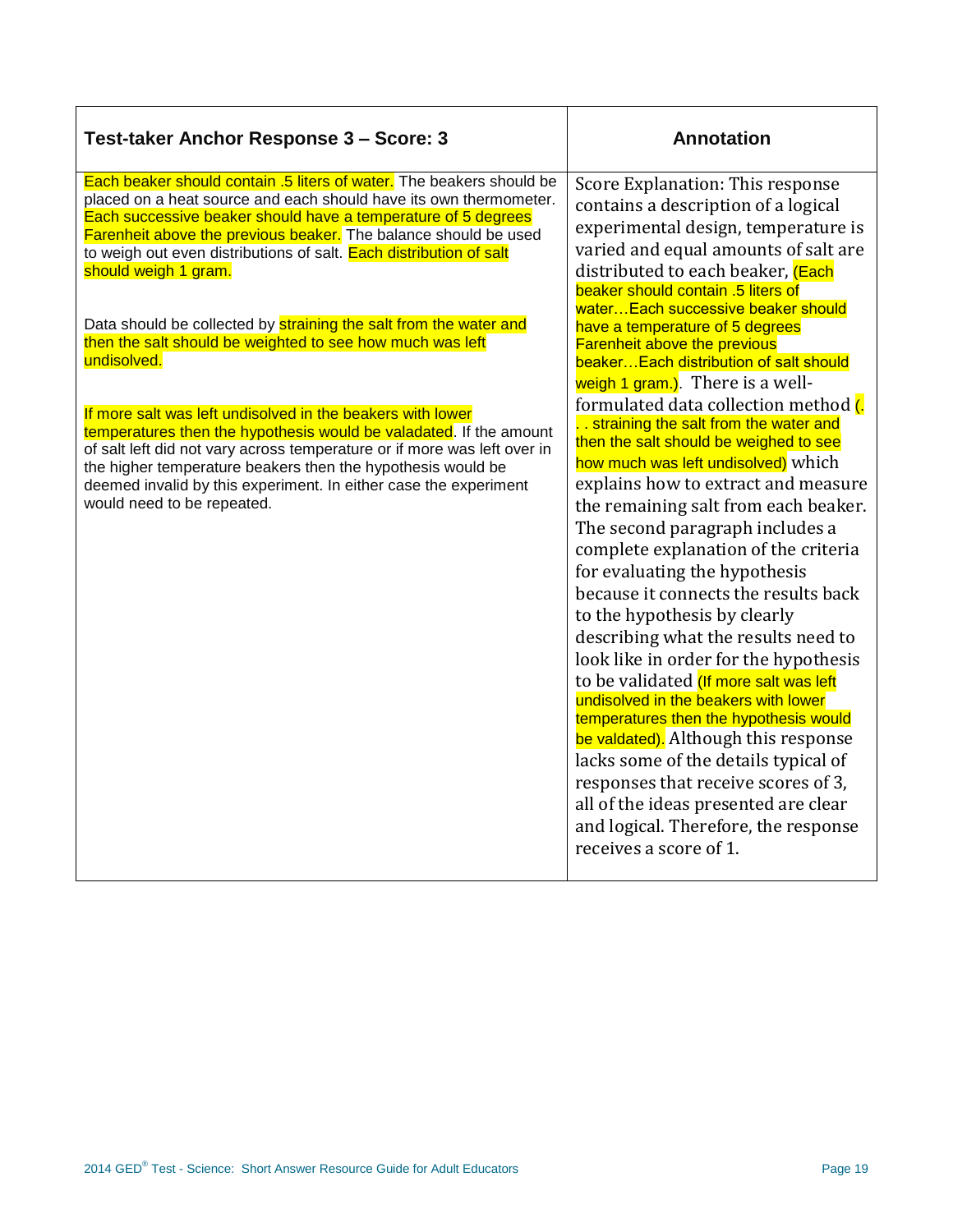| Test-taker Anchor Response 3 – Score: 3 | Annotation |
|---|---|
| Each beaker should contain .5 liters of water. The beakers should be placed on a heat source and each should have its own thermometer. Each successive beaker should have a temperature of 5 degrees Farenheit above the previous beaker. The balance should be used to weigh out even distributions of salt. Each distribution of salt should weigh 1 gram.<br><br>Data should be collected by straining the salt from the water and then the salt should be weighted to see how much was left undisolved.<br><br>If more salt was left undisolved in the beakers with lower temperatures then the hypothesis would be valadated. If the amount of salt left did not vary across temperature or if more was left over in the higher temperature beakers then the hypothesis would be deemed invalid by this experiment. In either case the experiment would need to be repeated. | Score Explanation: This response contains a description of a logical experimental design, temperature is varied and equal amounts of salt are distributed to each beaker, (Each beaker should contain .5 liters of water…Each successive beaker should have a temperature of 5 degrees Farenheit above the previous beaker…Each distribution of salt should weigh 1 gram.). There is a well-formulated data collection method (. . . straining the salt from the water and then the salt should be weighed to see how much was left undisolved) which explains how to extract and measure the remaining salt from each beaker. The second paragraph includes a complete explanation of the criteria for evaluating the hypothesis because it connects the results back to the hypothesis by clearly describing what the results need to look like in order for the hypothesis to be validated (If more salt was left undisolved in the beakers with lower temperatures then the hypothesis would be valdated). Although this response lacks some of the details typical of responses that receive scores of 3, all of the ideas presented are clear and logical. Therefore, the response receives a score of 1. |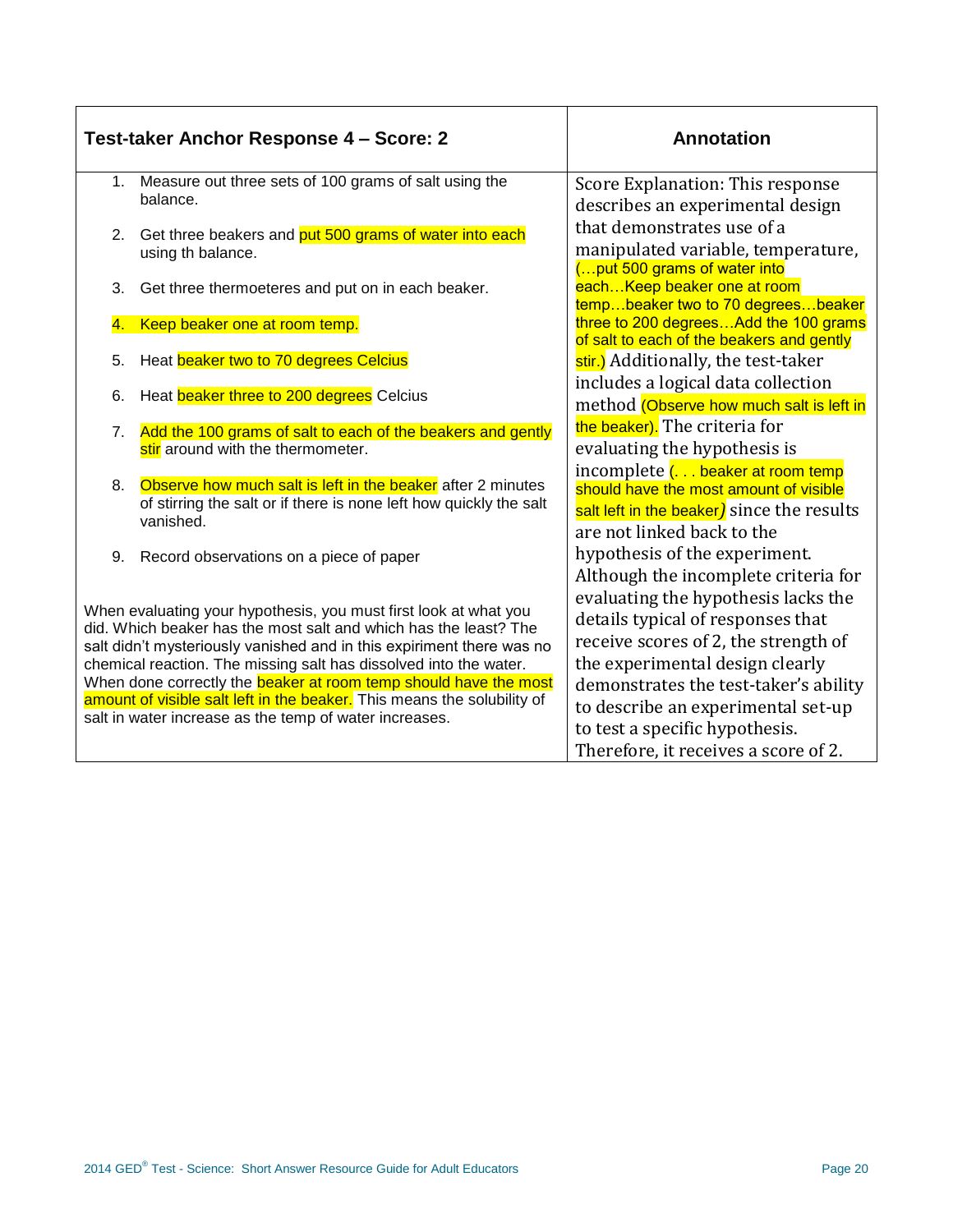| Test-taker Anchor Response 4 – Score: 2 | Annotation |
| --- | --- |
| 1. Measure out three sets of 100 grams of salt using the balance.<br><br>2. Get three beakers and put 500 grams of water into each using th balance.<br><br>3. Get three thermoeteres and put on in each beaker.<br><br>4. Keep beaker one at room temp.<br><br>5. Heat beaker two to 70 degrees Celcius<br><br>6. Heat beaker three to 200 degrees Celcius<br><br>7. Add the 100 grams of salt to each of the beakers and gently stir around with the thermometer.<br><br>8. Observe how much salt is left in the beaker after 2 minutes of stirring the salt or if there is none left how quickly the salt vanished.<br><br>9. Record observations on a piece of paper<br><br>When evaluating your hypothesis, you must first look at what you did. Which beaker has the most salt and which has the least? The salt didn't mysteriously vanished and in this expiriment there was no chemical reaction. The missing salt has dissolved into the water. When done correctly the beaker at room temp should have the most amount of visible salt left in the beaker. This means the solubility of salt in water increase as the temp of water increases. | Score Explanation: This response describes an experimental design that demonstrates use of a manipulated variable, temperature, (…put 500 grams of water into each…Keep beaker one at room temp…beaker two to 70 degrees…beaker three to 200 degrees…Add the 100 grams of salt to each of the beakers and gently stir.) Additionally, the test-taker includes a logical data collection method (Observe how much salt is left in the beaker). The criteria for evaluating the hypothesis is incomplete (. . . beaker at room temp should have the most amount of visible salt left in the beaker) since the results are not linked back to the hypothesis of the experiment. Although the incomplete criteria for evaluating the hypothesis lacks the details typical of responses that receive scores of 2, the strength of the experimental design clearly demonstrates the test-taker's ability to describe an experimental set-up to test a specific hypothesis. Therefore, it receives a score of 2. |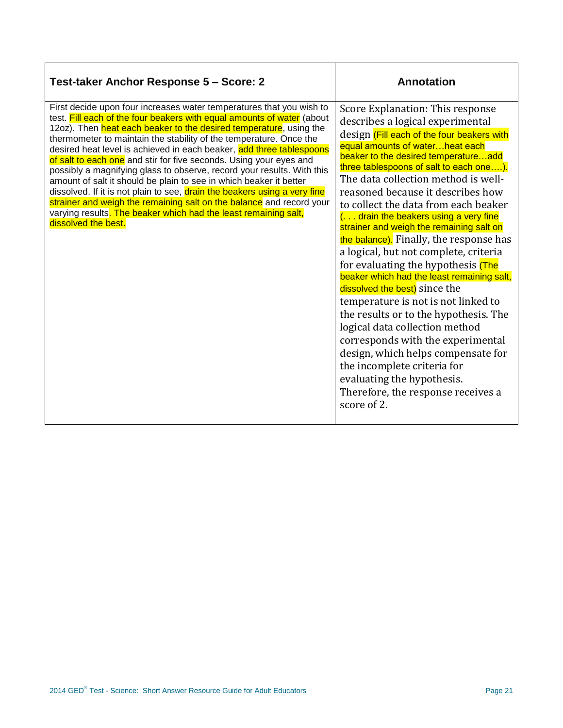| Test-taker Anchor Response 5 – Score: 2 | Annotation |
|---|---|
| First decide upon four increases water temperatures that you wish to test. Fill each of the four beakers with equal amounts of water (about 12oz). Then heat each beaker to the desired temperature, using the thermometer to maintain the stability of the temperature. Once the desired heat level is achieved in each beaker, add three tablespoons of salt to each one and stir for five seconds. Using your eyes and possibly a magnifying glass to observe, record your results. With this amount of salt it should be plain to see in which beaker it better dissolved. If it is not plain to see, drain the beakers using a very fine strainer and weigh the remaining salt on the balance and record your varying results. The beaker which had the least remaining salt, dissolved the best. | Score Explanation: This response describes a logical experimental design (Fill each of the four beakers with equal amounts of water…heat each beaker to the desired temperature…add three tablespoons of salt to each one….). The data collection method is well-reasoned because it describes how to collect the data from each beaker (. . . drain the beakers using a very fine strainer and weigh the remaining salt on the balance). Finally, the response has a logical, but not complete, criteria for evaluating the hypothesis (The beaker which had the least remaining salt, dissolved the best) since the temperature is not is not linked to the results or to the hypothesis. The logical data collection method corresponds with the experimental design, which helps compensate for the incomplete criteria for evaluating the hypothesis. Therefore, the response receives a score of 2. |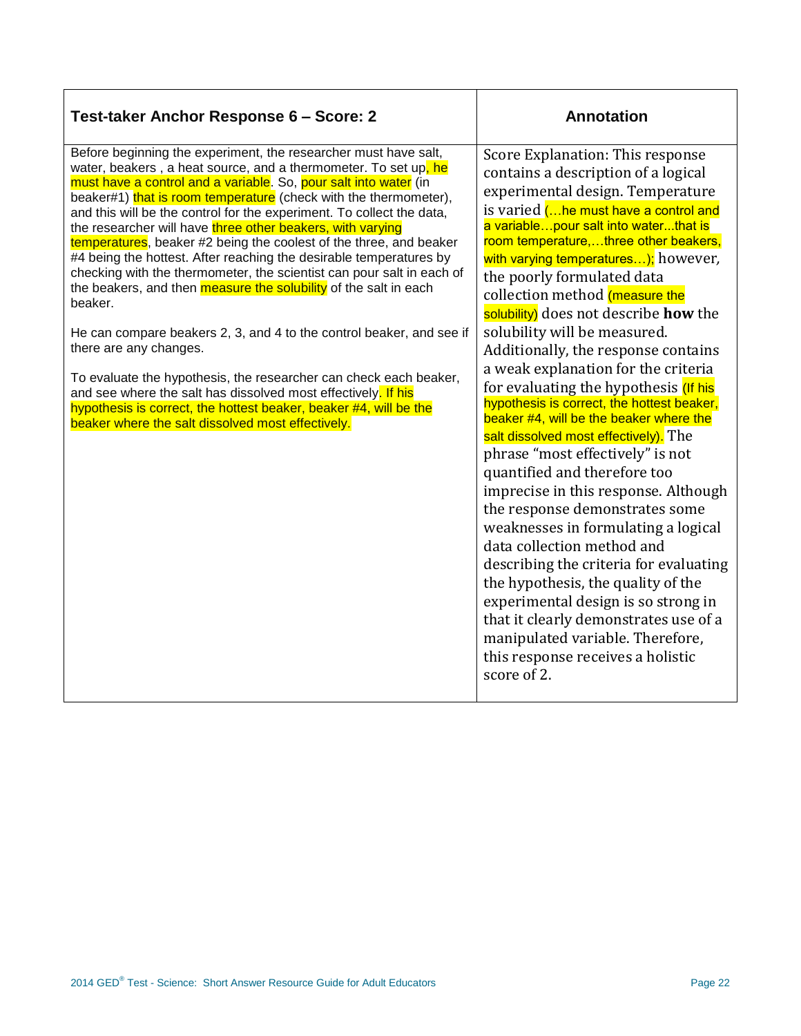| Test-taker Anchor Response 6 – Score: 2 | Annotation |
|---|---|
| Before beginning the experiment, the researcher must have salt, water, beakers , a heat source, and a thermometer. To set up, he must have a control and a variable. So, pour salt into water (in beaker#1) that is room temperature (check with the thermometer), and this will be the control for the experiment. To collect the data, the researcher will have three other beakers, with varying temperatures, beaker #2 being the coolest of the three, and beaker #4 being the hottest. After reaching the desirable temperatures by checking with the thermometer, the scientist can pour salt in each of the beakers, and then measure the solubility of the salt in each beaker.<br><br>He can compare beakers 2, 3, and 4 to the control beaker, and see if there are any changes.<br><br>To evaluate the hypothesis, the researcher can check each beaker, and see where the salt has dissolved most effectively. If his hypothesis is correct, the hottest beaker, beaker #4, will be the beaker where the salt dissolved most effectively. | Score Explanation: This response contains a description of a logical experimental design. Temperature is varied (…he must have a control and a variable…pour salt into water...that is room temperature,…three other beakers, with varying temperatures…); however, the poorly formulated data collection method (measure the solubility) does not describe **how** the solubility will be measured. Additionally, the response contains a weak explanation for the criteria for evaluating the hypothesis (If his hypothesis is correct, the hottest beaker, beaker #4, will be the beaker where the salt dissolved most effectively). The phrase "most effectively" is not quantified and therefore too imprecise in this response. Although the response demonstrates some weaknesses in formulating a logical data collection method and describing the criteria for evaluating the hypothesis, the quality of the experimental design is so strong in that it clearly demonstrates use of a manipulated variable. Therefore, this response receives a holistic score of 2. |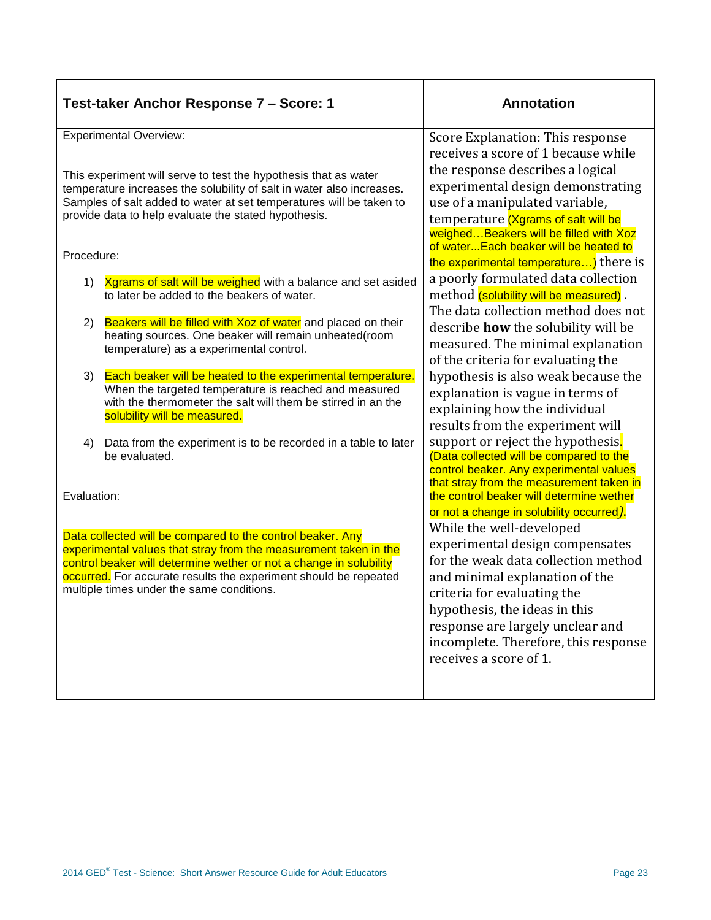| Test-taker Anchor Response 7 – Score: 1 | Annotation |
|---|---|
| Experimental Overview:<br><br>This experiment will serve to test the hypothesis that as water temperature increases the solubility of salt in water also increases. Samples of salt added to water at set temperatures will be taken to provide data to help evaluate the stated hypothesis.<br><br>Procedure:<br><br>1) Xgrams of salt will be weighed with a balance and set asided to later be added to the beakers of water.<br><br>2) Beakers will be filled with Xoz of water and placed on their heating sources. One beaker will remain unheated(room temperature) as a experimental control.<br><br>3) Each beaker will be heated to the experimental temperature. When the targeted temperature is reached and measured with the thermometer the salt will them be stirred in an the solubility will be measured.<br><br>4) Data from the experiment is to be recorded in a table to later be evaluated.<br><br>Evaluation:<br><br>Data collected will be compared to the control beaker. Any experimental values that stray from the measurement taken in the control beaker will determine wether or not a change in solubility occurred. For accurate results the experiment should be repeated multiple times under the same conditions. | Score Explanation: This response receives a score of 1 because while the response describes a logical experimental design demonstrating use of a manipulated variable, temperature (Xgrams of salt will be weighed…Beakers will be filled with Xoz of water...Each beaker will be heated to the experimental temperature…) there is a poorly formulated data collection method (solubility will be measured) . The data collection method does not describe **how** the solubility will be measured. The minimal explanation of the criteria for evaluating the hypothesis is also weak because the explanation is vague in terms of explaining how the individual results from the experiment will support or reject the hypothesis. (Data collected will be compared to the control beaker. Any experimental values that stray from the measurement taken in the control beaker will determine wether or not a change in solubility occurred). While the well-developed experimental design compensates for the weak data collection method and minimal explanation of the criteria for evaluating the hypothesis, the ideas in this response are largely unclear and incomplete. Therefore, this response receives a score of 1. |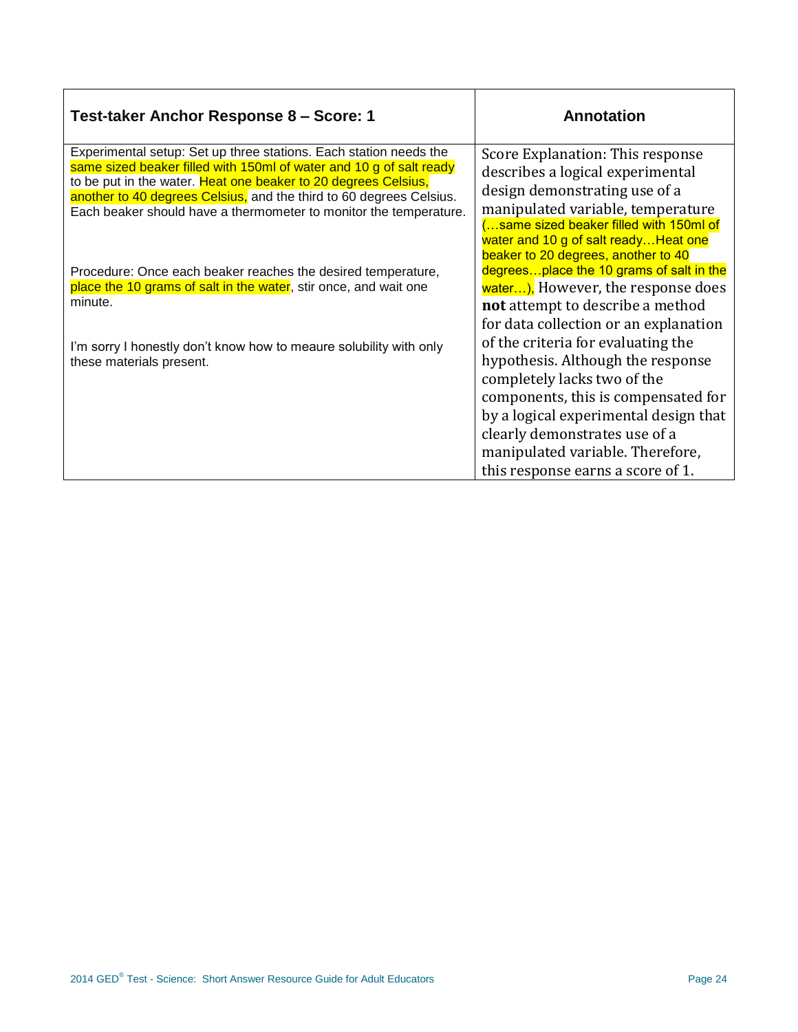| Test-taker Anchor Response 8 – Score: 1 | Annotation |
|---|---|
| Experimental setup: Set up three stations. Each station needs the same sized beaker filled with 150ml of water and 10 g of salt ready to be put in the water. Heat one beaker to 20 degrees Celsius, another to 40 degrees Celsius, and the third to 60 degrees Celsius. Each beaker should have a thermometer to monitor the temperature.<br><br>Procedure: Once each beaker reaches the desired temperature, place the 10 grams of salt in the water, stir once, and wait one minute.<br><br>I'm sorry I honestly don't know how to meaure solubility with only these materials present. | Score Explanation: This response describes a logical experimental design demonstrating use of a manipulated variable, temperature (…same sized beaker filled with 150ml of water and 10 g of salt ready…Heat one beaker to 20 degrees, another to 40 degrees…place the 10 grams of salt in the water…), However, the response does **not** attempt to describe a method for data collection or an explanation of the criteria for evaluating the hypothesis. Although the response completely lacks two of the components, this is compensated for by a logical experimental design that clearly demonstrates use of a manipulated variable. Therefore, this response earns a score of 1. |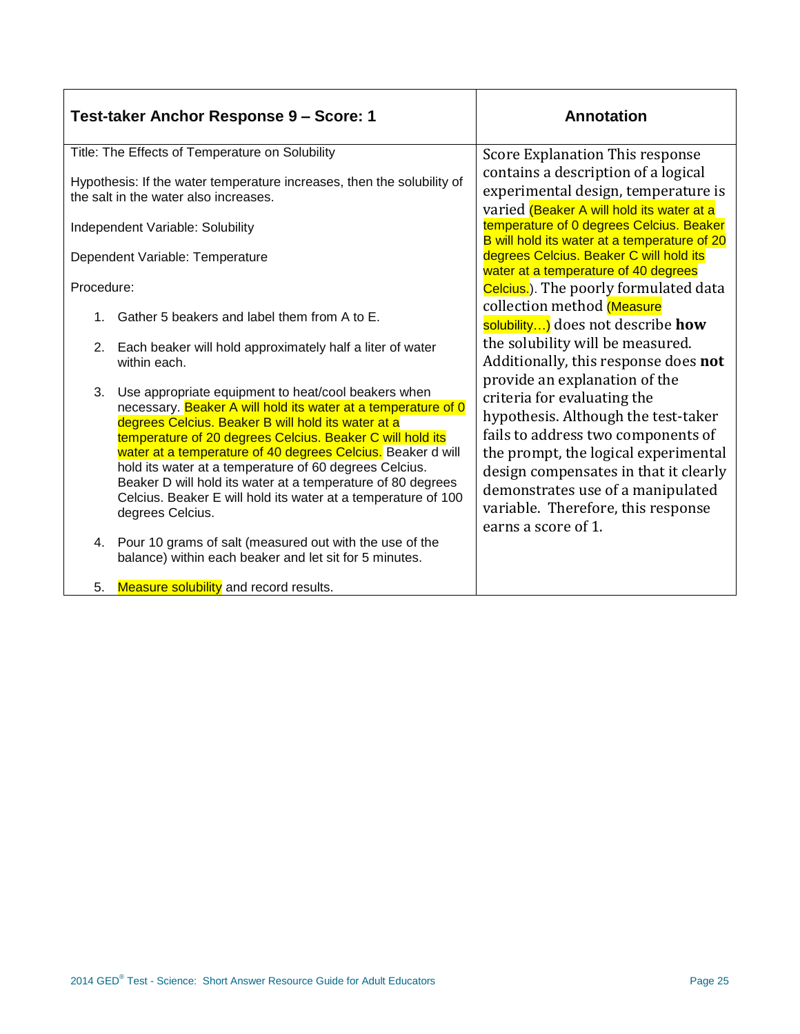| Test-taker Anchor Response 9 – Score: 1 | Annotation |
|---|---|
| Title: The Effects of Temperature on Solubility<br><br>Hypothesis: If the water temperature increases, then the solubility of the salt in the water also increases.<br><br>Independent Variable: Solubility<br><br>Dependent Variable: Temperature<br><br>Procedure:<br><br>1. Gather 5 beakers and label them from A to E.<br>2. Each beaker will hold approximately half a liter of water within each.<br>3. Use appropriate equipment to heat/cool beakers when necessary. Beaker A will hold its water at a temperature of 0 degrees Celcius. Beaker B will hold its water at a temperature of 20 degrees Celcius. Beaker C will hold its water at a temperature of 40 degrees Celcius. Beaker d will hold its water at a temperature of 60 degrees Celcius. Beaker D will hold its water at a temperature of 80 degrees Celcius. Beaker E will hold its water at a temperature of 100 degrees Celcius.<br>4. Pour 10 grams of salt (measured out with the use of the balance) within each beaker and let sit for 5 minutes.<br>5. Measure solubility and record results. | Score Explanation This response contains a description of a logical experimental design, temperature is varied (Beaker A will hold its water at a temperature of 0 degrees Celcius. Beaker B will hold its water at a temperature of 20 degrees Celcius. Beaker C will hold its water at a temperature of 40 degrees Celcius.). The poorly formulated data collection method (Measure solubility…) does not describe **how** the solubility will be measured. Additionally, this response does **not** provide an explanation of the criteria for evaluating the hypothesis. Although the test-taker fails to address two components of the prompt, the logical experimental design compensates in that it clearly demonstrates use of a manipulated variable. Therefore, this response earns a score of 1. |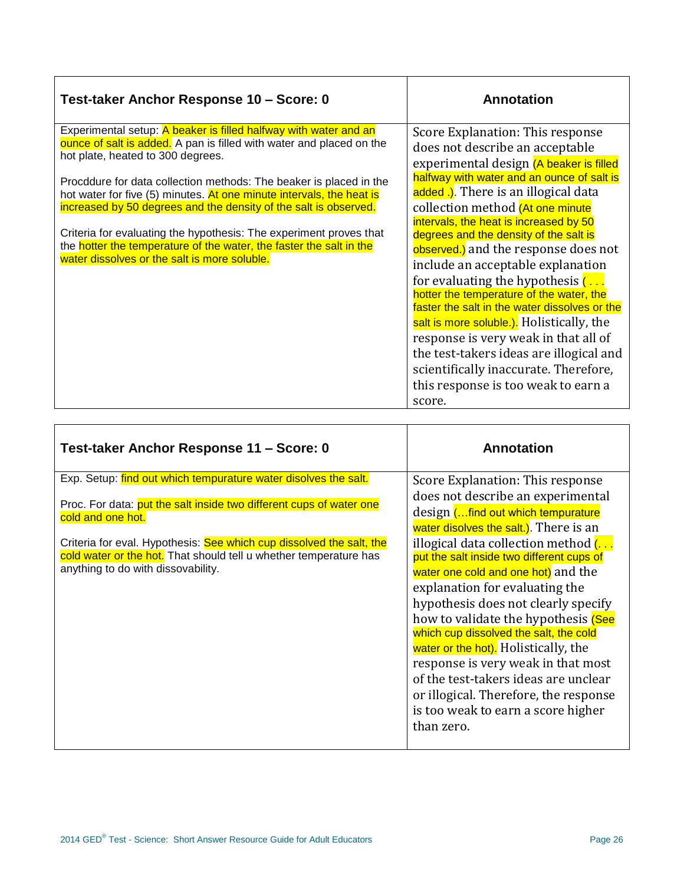| Test-taker Anchor Response 10 – Score: 0 | Annotation |
|---|---|
| Experimental setup: A beaker is filled halfway with water and an ounce of salt is added. A pan is filled with water and placed on the hot plate, heated to 300 degrees.<br><br>Procddure for data collection methods: The beaker is placed in the hot water for five (5) minutes. At one minute intervals, the heat is increased by 50 degrees and the density of the salt is observed.<br><br>Criteria for evaluating the hypothesis: The experiment proves that the hotter the temperature of the water, the faster the salt in the water dissolves or the salt is more soluble. | Score Explanation: This response does not describe an acceptable experimental design (A beaker is filled halfway with water and an ounce of salt is added .). There is an illogical data collection method (At one minute intervals, the heat is increased by 50 degrees and the density of the salt is observed.) and the response does not include an acceptable explanation for evaluating the hypothesis ( . . . hotter the temperature of the water, the faster the salt in the water dissolves or the salt is more soluble.). Holistically, the response is very weak in that all of the test-takers ideas are illogical and scientifically inaccurate. Therefore, this response is too weak to earn a score. |

| Test-taker Anchor Response 11 – Score: 0 | Annotation |
|---|---|
| Exp. Setup: find out which tempurature water disolves the salt.<br><br>Proc. For data: put the salt inside two different cups of water one cold and one hot.<br><br>Criteria for eval. Hypothesis: See which cup dissolved the salt, the cold water or the hot. That should tell u whether temperature has anything to do with dissovability. | Score Explanation: This response does not describe an experimental design (…find out which tempurature water disolves the salt.). There is an illogical data collection method (. . . put the salt inside two different cups of water one cold and one hot) and the explanation for evaluating the hypothesis does not clearly specify how to validate the hypothesis (See which cup dissolved the salt, the cold water or the hot). Holistically, the response is very weak in that most of the test-takers ideas are unclear or illogical. Therefore, the response is too weak to earn a score higher than zero. |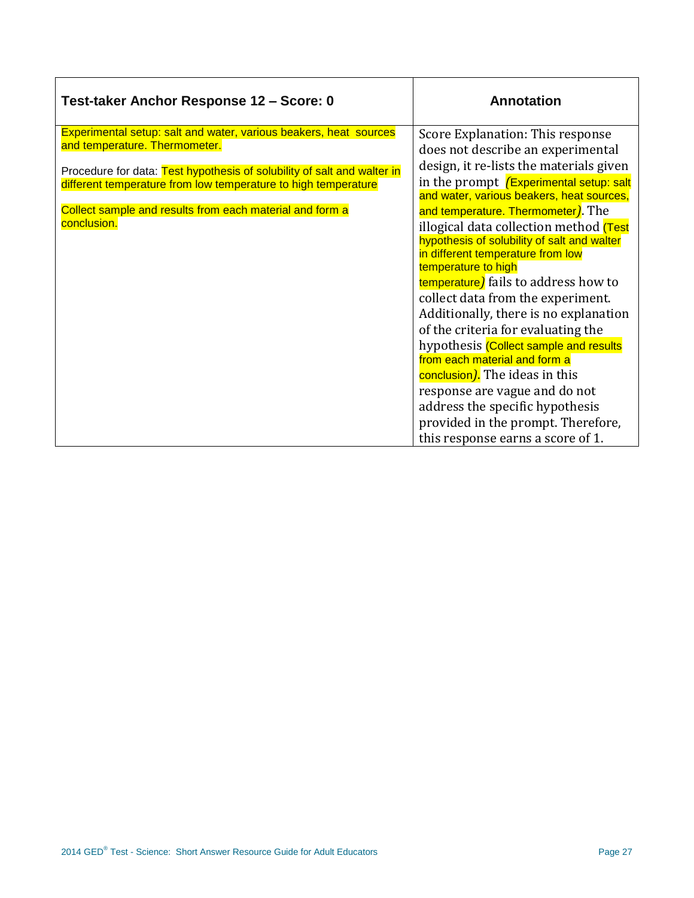| Test-taker Anchor Response 12 – Score: 0 | Annotation |
|---|---|
| Experimental setup: salt and water, various beakers, heat sources and temperature. Thermometer.<br><br>Procedure for data: Test hypothesis of solubility of salt and walter in different temperature from low temperature to high temperature<br><br>Collect sample and results from each material and form a conclusion. | Score Explanation: This response does not describe an experimental design, it re-lists the materials given in the prompt *(*Experimental setup: salt and water, various beakers, heat sources, and temperature. Thermometer*)*. The illogical data collection method (Test hypothesis of solubility of salt and walter in different temperature from low temperature to high temperature*)* fails to address how to collect data from the experiment. Additionally, there is no explanation of the criteria for evaluating the hypothesis (Collect sample and results from each material and form a conclusion*)*. The ideas in this response are vague and do not address the specific hypothesis provided in the prompt. Therefore, this response earns a score of 1. |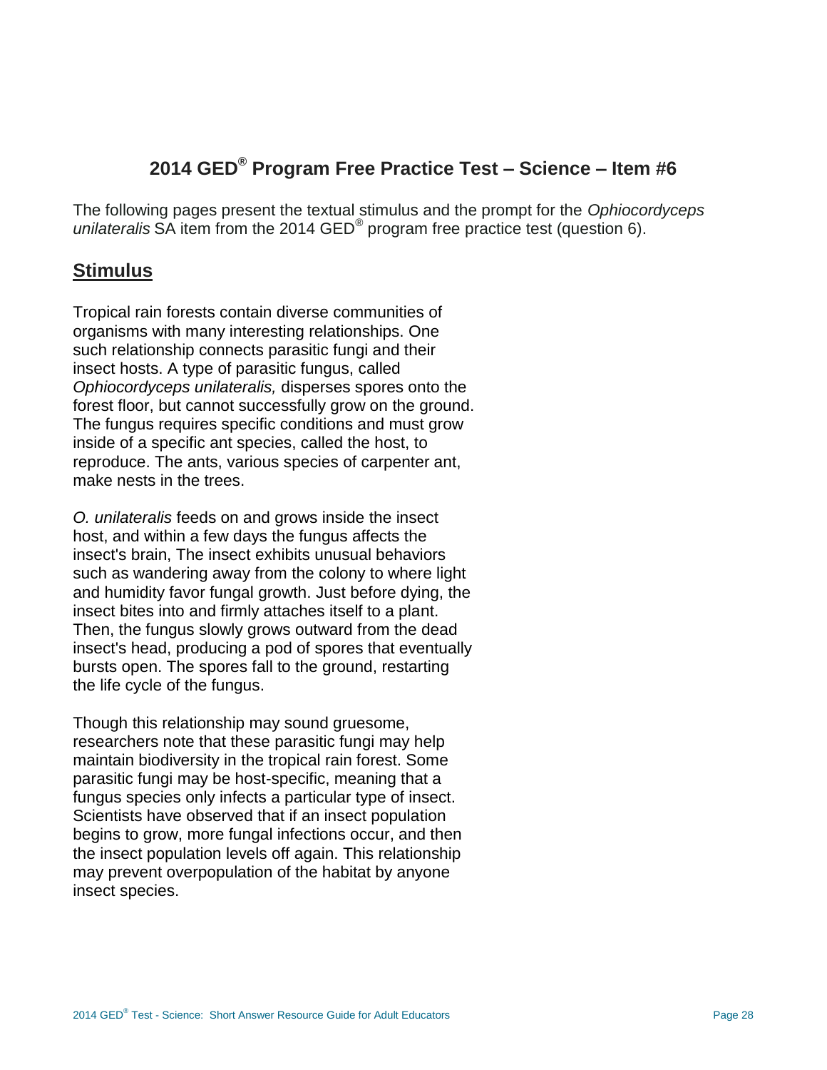# 2014 GED® Program Free Practice Test – Science – Item #6

The following pages present the textual stimulus and the prompt for the *Ophiocordyceps unilateralis* SA item from the 2014 GED® program free practice test (question 6).

## Stimulus

Tropical rain forests contain diverse communities of organisms with many interesting relationships. One such relationship connects parasitic fungi and their insect hosts. A type of parasitic fungus, called *Ophiocordyceps unilateralis,* disperses spores onto the forest floor, but cannot successfully grow on the ground. The fungus requires specific conditions and must grow inside of a specific ant species, called the host, to reproduce. The ants, various species of carpenter ant, make nests in the trees.

*O. unilateralis* feeds on and grows inside the insect host, and within a few days the fungus affects the insect's brain, The insect exhibits unusual behaviors such as wandering away from the colony to where light and humidity favor fungal growth. Just before dying, the insect bites into and firmly attaches itself to a plant. Then, the fungus slowly grows outward from the dead insect's head, producing a pod of spores that eventually bursts open. The spores fall to the ground, restarting the life cycle of the fungus.

Though this relationship may sound gruesome, researchers note that these parasitic fungi may help maintain biodiversity in the tropical rain forest. Some parasitic fungi may be host-specific, meaning that a fungus species only infects a particular type of insect. Scientists have observed that if an insect population begins to grow, more fungal infections occur, and then the insect population levels off again. This relationship may prevent overpopulation of the habitat by anyone insect species.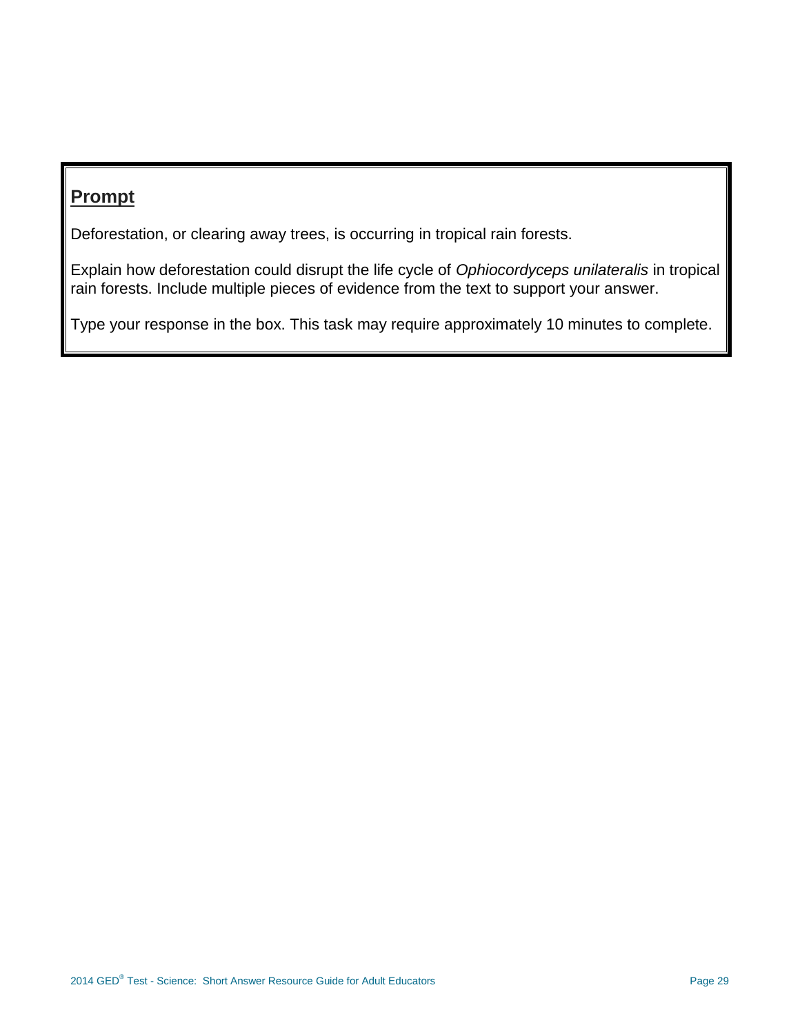## Prompt

Deforestation, or clearing away trees, is occurring in tropical rain forests.

Explain how deforestation could disrupt the life cycle of *Ophiocordyceps unilateralis* in tropical rain forests. Include multiple pieces of evidence from the text to support your answer.

Type your response in the box. This task may require approximately 10 minutes to complete.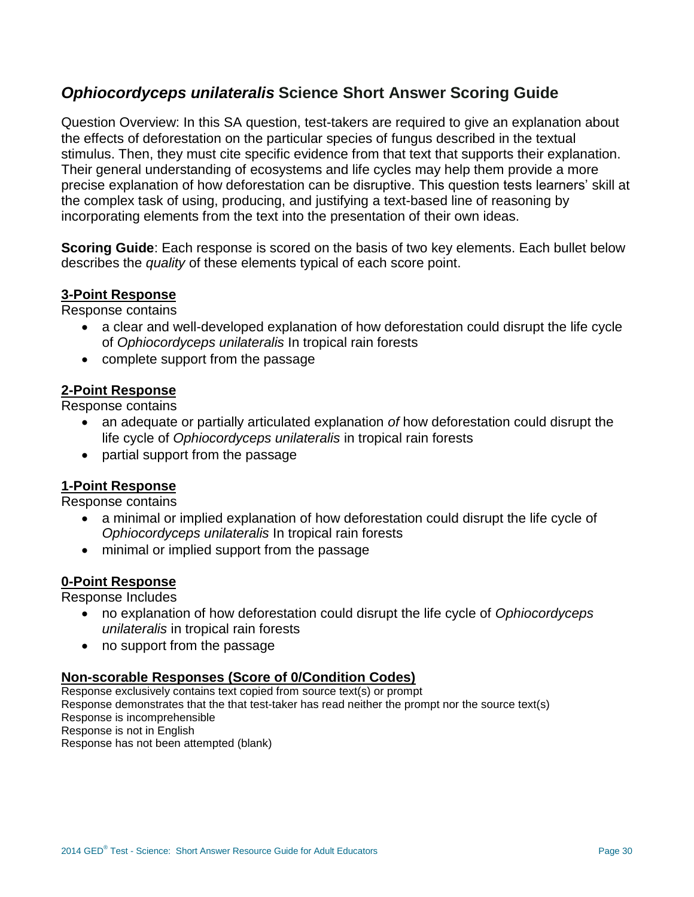## *Ophiocordyceps unilateralis* Science Short Answer Scoring Guide

Question Overview: In this SA question, test-takers are required to give an explanation about the effects of deforestation on the particular species of fungus described in the textual stimulus. Then, they must cite specific evidence from that text that supports their explanation. Their general understanding of ecosystems and life cycles may help them provide a more precise explanation of how deforestation can be disruptive. This question tests learners' skill at the complex task of using, producing, and justifying a text-based line of reasoning by incorporating elements from the text into the presentation of their own ideas.

**Scoring Guide**: Each response is scored on the basis of two key elements. Each bullet below describes the *quality* of these elements typical of each score point.

### 3-Point Response

Response contains

- a clear and well-developed explanation of how deforestation could disrupt the life cycle of *Ophiocordyceps unilateralis* In tropical rain forests
- complete support from the passage

### 2-Point Response

Response contains

- an adequate or partially articulated explanation *of* how deforestation could disrupt the life cycle of *Ophiocordyceps unilateralis* in tropical rain forests
- partial support from the passage

### 1-Point Response

Response contains

- a minimal or implied explanation of how deforestation could disrupt the life cycle of *Ophiocordyceps unilateralis* In tropical rain forests
- minimal or implied support from the passage

### 0-Point Response

Response Includes

- no explanation of how deforestation could disrupt the life cycle of *Ophiocordyceps unilateralis* in tropical rain forests
- no support from the passage

### Non-scorable Responses (Score of 0/Condition Codes)

Response exclusively contains text copied from source text(s) or prompt
Response demonstrates that the that test-taker has read neither the prompt nor the source text(s)
Response is incomprehensible
Response is not in English
Response has not been attempted (blank)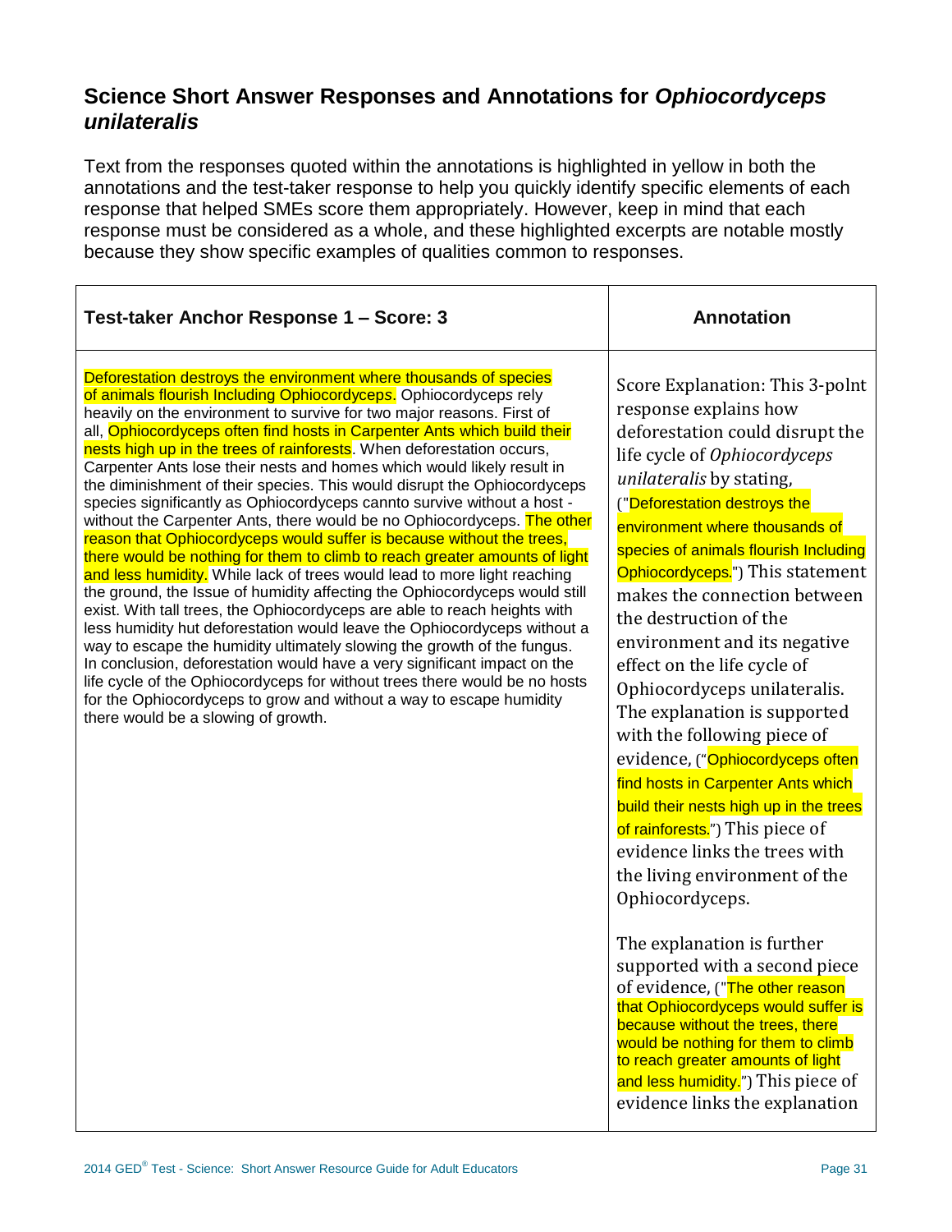## Science Short Answer Responses and Annotations for *Ophiocordyceps unilateralis*

Text from the responses quoted within the annotations is highlighted in yellow in both the annotations and the test-taker response to help you quickly identify specific elements of each response that helped SMEs score them appropriately. However, keep in mind that each response must be considered as a whole, and these highlighted excerpts are notable mostly because they show specific examples of qualities common to responses.

| Test-taker Anchor Response 1 – Score: 3 | Annotation |
|---|---|
| Deforestation destroys the environment where thousands of species of animals flourish Including Ophiocordyceps. Ophiocordyceps rely heavily on the environment to survive for two major reasons. First of all, Ophiocordyceps often find hosts in Carpenter Ants which build their nests high up in the trees of rainforests. When deforestation occurs, Carpenter Ants lose their nests and homes which would likely result in the diminishment of their species. This would disrupt the Ophiocordyceps species significantly as Ophiocordyceps cannto survive without a host - without the Carpenter Ants, there would be no Ophiocordyceps. The other reason that Ophiocordyceps would suffer is because without the trees, there would be nothing for them to climb to reach greater amounts of light and less humidity. While lack of trees would lead to more light reaching the ground, the Issue of humidity affecting the Ophiocordyceps would still exist. With tall trees, the Ophiocordyceps are able to reach heights with less humidity hut deforestation would leave the Ophiocordyceps without a way to escape the humidity ultimately slowing the growth of the fungus. In conclusion, deforestation would have a very significant impact on the life cycle of the Ophiocordyceps for without trees there would be no hosts for the Ophiocordyceps to grow and without a way to escape humidity there would be a slowing of growth. | Score Explanation: This 3-polnt response explains how deforestation could disrupt the life cycle of *Ophiocordyceps unilateralis* by stating, ("Deforestation destroys the environment where thousands of species of animals flourish Including Ophiocordyceps.") This statement makes the connection between the destruction of the environment and its negative effect on the life cycle of Ophiocordyceps unilateralis. The explanation is supported with the following piece of evidence, ("Ophiocordyceps often find hosts in Carpenter Ants which build their nests high up in the trees of rainforests.") This piece of evidence links the trees with the living environment of the Ophiocordyceps.<br><br>The explanation is further supported with a second piece of evidence, ("The other reason that Ophiocordyceps would suffer is because without the trees, there would be nothing for them to climb to reach greater amounts of light and less humidity.") This piece of evidence links the explanation |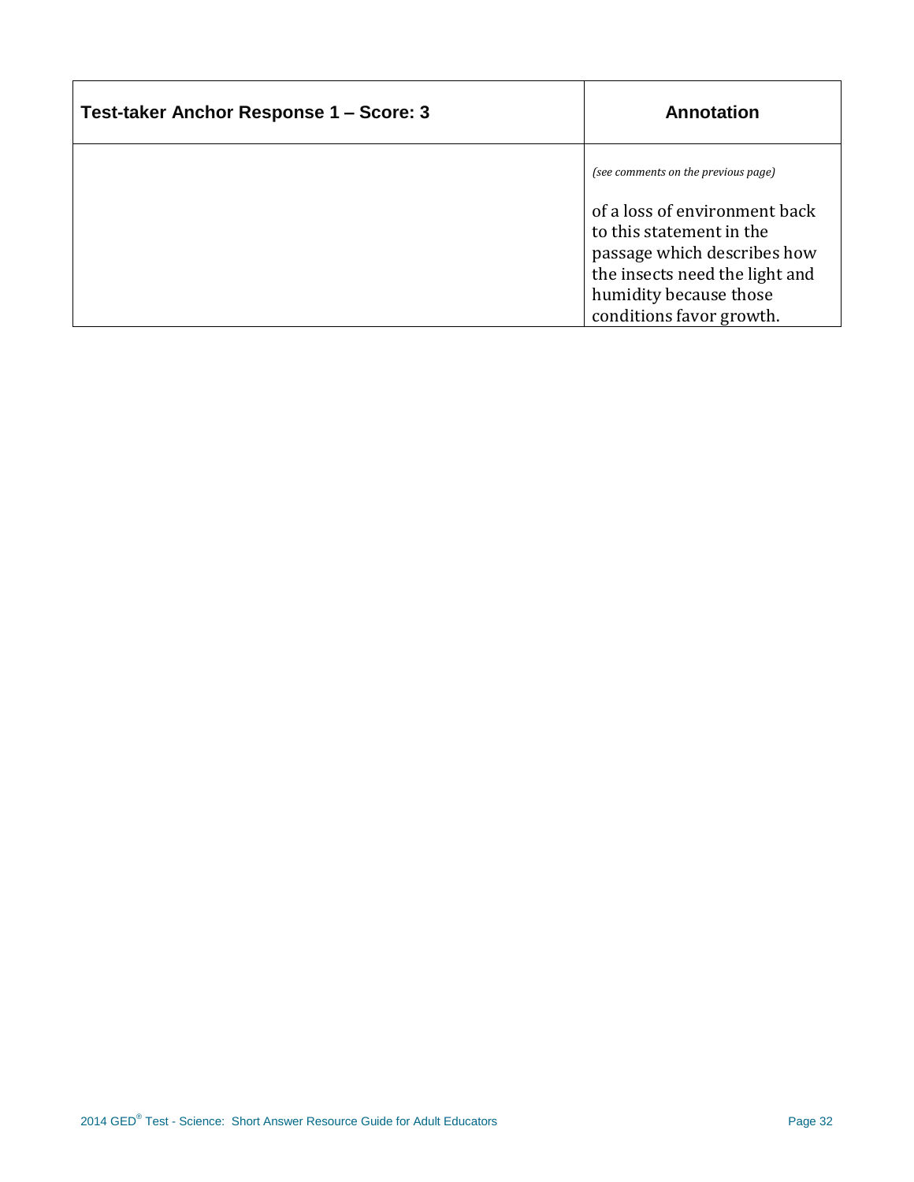| Test-taker Anchor Response 1 – Score: 3 | Annotation |
| --- | --- |
| | *(see comments on the previous page)*<br><br>of a loss of environment back to this statement in the passage which describes how the insects need the light and humidity because those conditions favor growth. |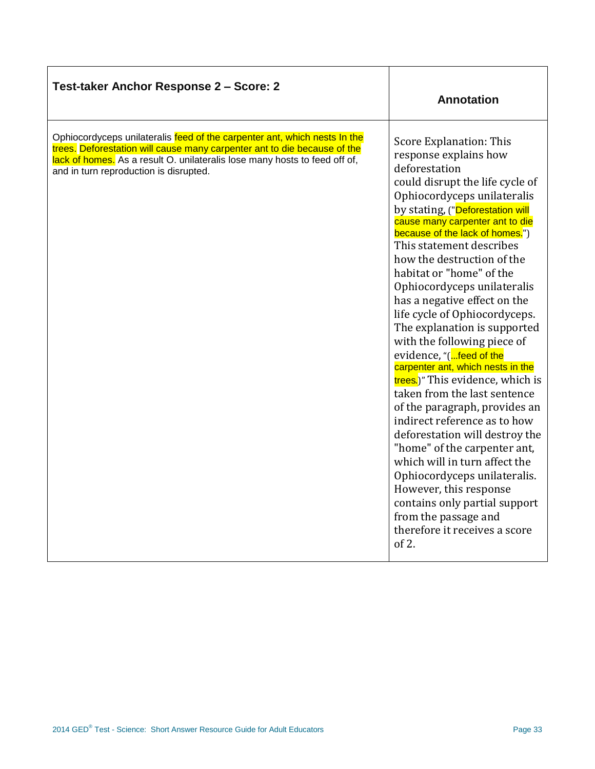| Test-taker Anchor Response 2 – Score: 2 | Annotation |
| --- | --- |
| Ophiocordyceps unilateralis feed of the carpenter ant, which nests In the trees. Deforestation will cause many carpenter ant to die because of the lack of homes. As a result O. unilateralis lose many hosts to feed off of, and in turn reproduction is disrupted. | Score Explanation: This response explains how deforestation could disrupt the life cycle of Ophiocordyceps unilateralis by stating, ("Deforestation will cause many carpenter ant to die because of the lack of homes.") This statement describes how the destruction of the habitat or "home" of the Ophiocordyceps unilateralis has a negative effect on the life cycle of Ophiocordyceps. The explanation is supported with the following piece of evidence, "(...feed of the carpenter ant, which nests in the trees.)" This evidence, which is taken from the last sentence of the paragraph, provides an indirect reference as to how deforestation will destroy the "home" of the carpenter ant, which will in turn affect the Ophiocordyceps unilateralis. However, this response contains only partial support from the passage and therefore it receives a score of 2. |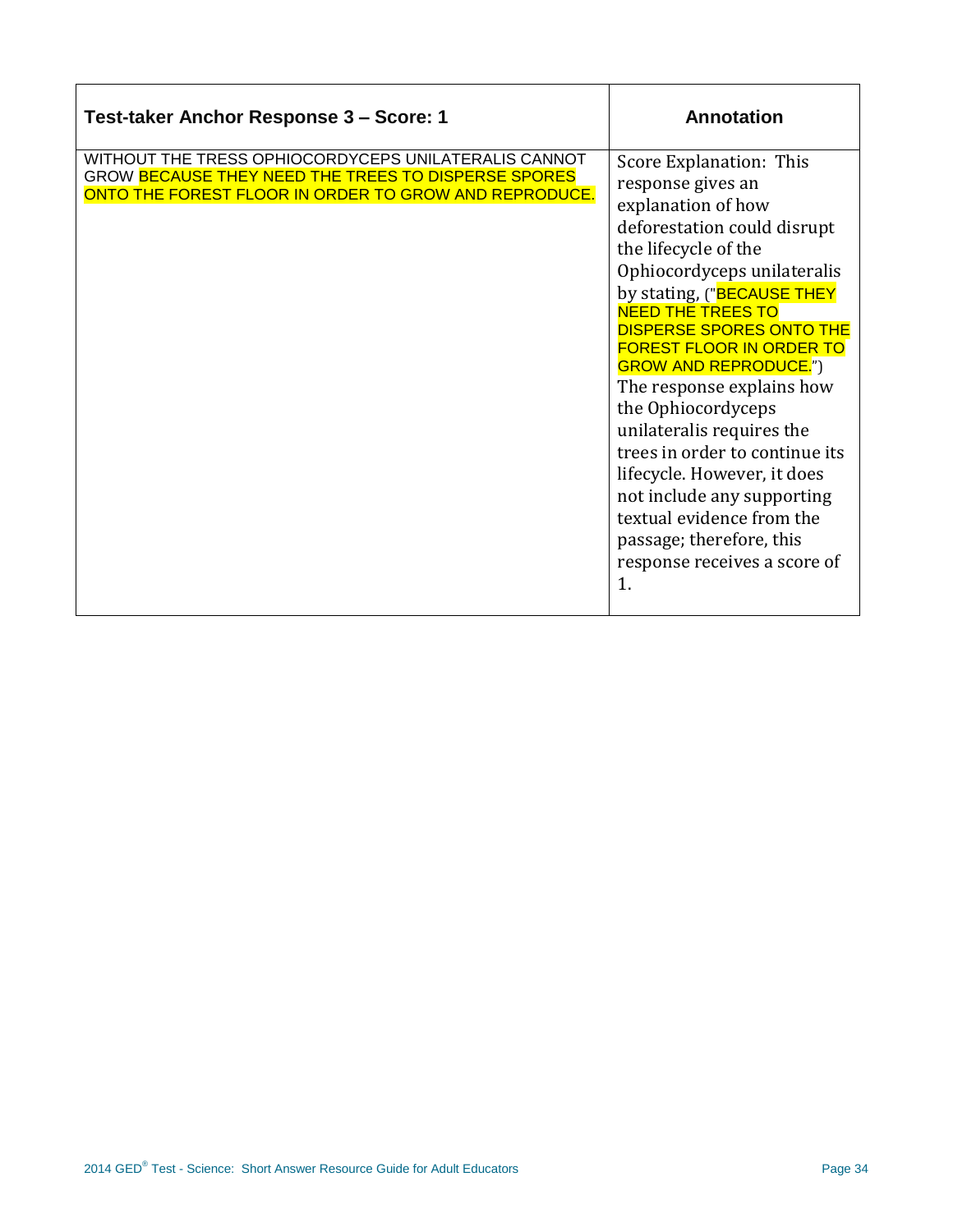| Test-taker Anchor Response 3 – Score: 1 | Annotation |
| --- | --- |
| WITHOUT THE TRESS OPHIOCORDYCEPS UNILATERALIS CANNOT GROW BECAUSE THEY NEED THE TREES TO DISPERSE SPORES ONTO THE FOREST FLOOR IN ORDER TO GROW AND REPRODUCE. | Score Explanation: This response gives an explanation of how deforestation could disrupt the lifecycle of the Ophiocordyceps unilateralis by stating, ("BECAUSE THEY NEED THE TREES TO DISPERSE SPORES ONTO THE FOREST FLOOR IN ORDER TO GROW AND REPRODUCE.") The response explains how the Ophiocordyceps unilateralis requires the trees in order to continue its lifecycle. However, it does not include any supporting textual evidence from the passage; therefore, this response receives a score of 1. |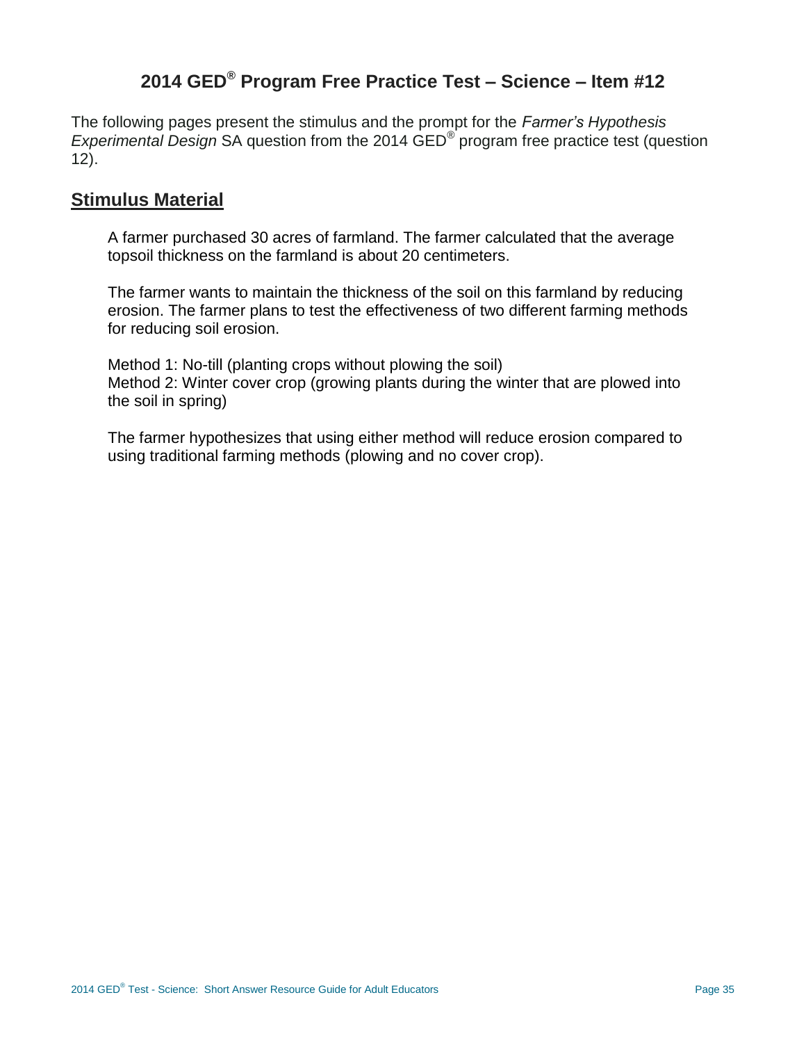# 2014 GED® Program Free Practice Test – Science – Item #12

The following pages present the stimulus and the prompt for the *Farmer's Hypothesis Experimental Design* SA question from the 2014 GED® program free practice test (question 12).

## Stimulus Material

A farmer purchased 30 acres of farmland. The farmer calculated that the average topsoil thickness on the farmland is about 20 centimeters.

The farmer wants to maintain the thickness of the soil on this farmland by reducing erosion. The farmer plans to test the effectiveness of two different farming methods for reducing soil erosion.

Method 1: No-till (planting crops without plowing the soil)
Method 2: Winter cover crop (growing plants during the winter that are plowed into the soil in spring)

The farmer hypothesizes that using either method will reduce erosion compared to using traditional farming methods (plowing and no cover crop).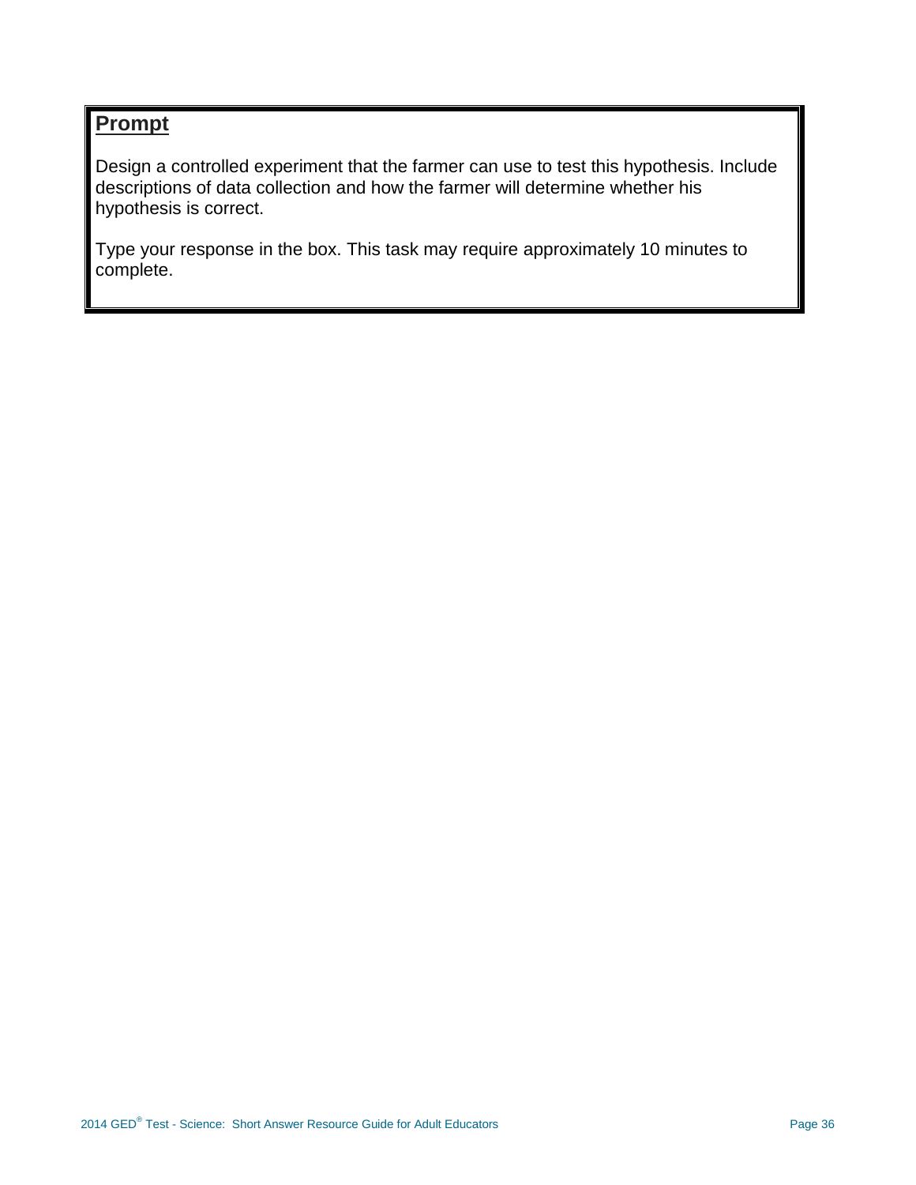## Prompt

Design a controlled experiment that the farmer can use to test this hypothesis. Include descriptions of data collection and how the farmer will determine whether his hypothesis is correct.

Type your response in the box. This task may require approximately 10 minutes to complete.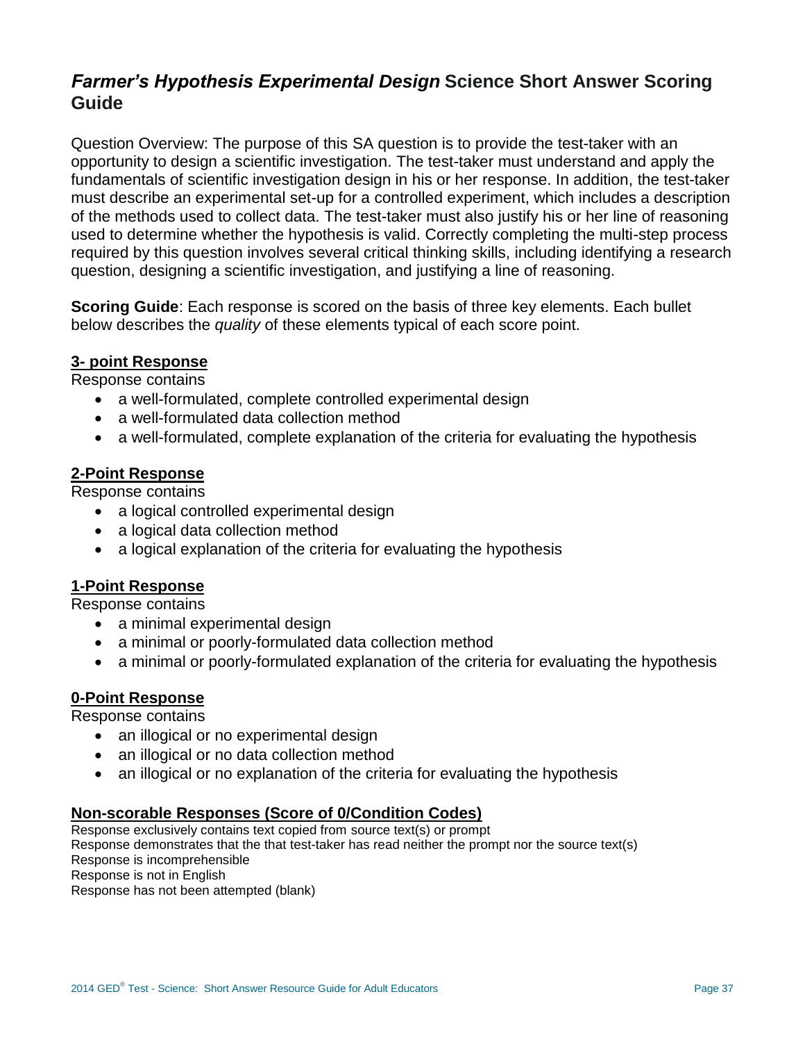## *Farmer's Hypothesis Experimental Design* Science Short Answer Scoring Guide

Question Overview: The purpose of this SA question is to provide the test-taker with an opportunity to design a scientific investigation. The test-taker must understand and apply the fundamentals of scientific investigation design in his or her response. In addition, the test-taker must describe an experimental set-up for a controlled experiment, which includes a description of the methods used to collect data. The test-taker must also justify his or her line of reasoning used to determine whether the hypothesis is valid. Correctly completing the multi-step process required by this question involves several critical thinking skills, including identifying a research question, designing a scientific investigation, and justifying a line of reasoning.

**Scoring Guide**: Each response is scored on the basis of three key elements. Each bullet below describes the *quality* of these elements typical of each score point.

**3- point Response**

Response contains

- a well-formulated, complete controlled experimental design
- a well-formulated data collection method
- a well-formulated, complete explanation of the criteria for evaluating the hypothesis

**2-Point Response**

Response contains

- a logical controlled experimental design
- a logical data collection method
- a logical explanation of the criteria for evaluating the hypothesis

**1-Point Response**

Response contains

- a minimal experimental design
- a minimal or poorly-formulated data collection method
- a minimal or poorly-formulated explanation of the criteria for evaluating the hypothesis

**0-Point Response**

Response contains

- an illogical or no experimental design
- an illogical or no data collection method
- an illogical or no explanation of the criteria for evaluating the hypothesis

**Non-scorable Responses (Score of 0/Condition Codes)**

Response exclusively contains text copied from source text(s) or prompt
Response demonstrates that the that test-taker has read neither the prompt nor the source text(s)
Response is incomprehensible
Response is not in English
Response has not been attempted (blank)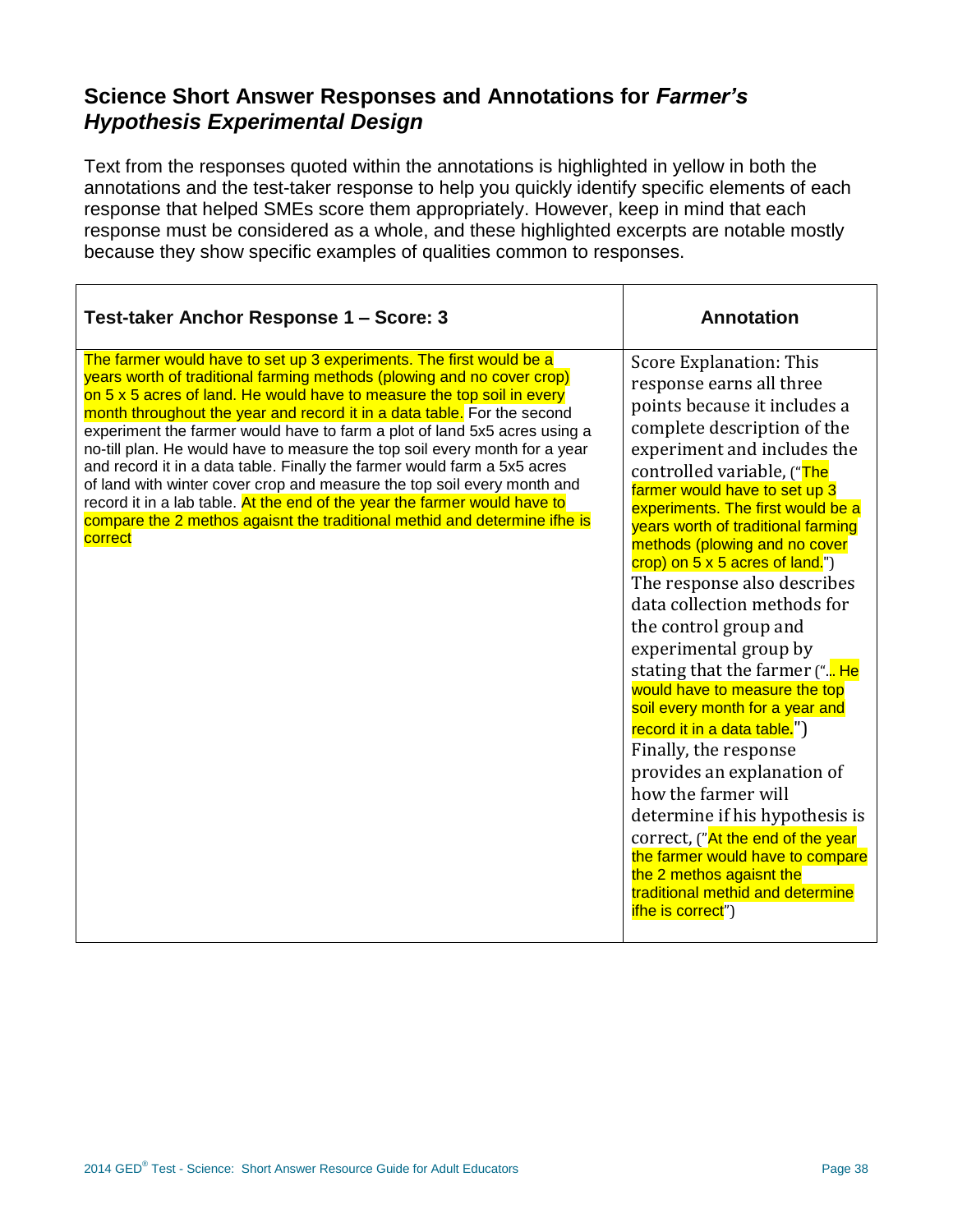## Science Short Answer Responses and Annotations for *Farmer's Hypothesis Experimental Design*

Text from the responses quoted within the annotations is highlighted in yellow in both the annotations and the test-taker response to help you quickly identify specific elements of each response that helped SMEs score them appropriately. However, keep in mind that each response must be considered as a whole, and these highlighted excerpts are notable mostly because they show specific examples of qualities common to responses.

| **Test-taker Anchor Response 1 – Score: 3** | **Annotation** |
|---|---|
| The farmer would have to set up 3 experiments. The first would be a years worth of traditional farming methods (plowing and no cover crop) on 5 x 5 acres of land. He would have to measure the top soil in every month throughout the year and record it in a data table. For the second experiment the farmer would have to farm a plot of land 5x5 acres using a no-till plan. He would have to measure the top soil every month for a year and record it in a data table. Finally the farmer would farm a 5x5 acres of land with winter cover crop and measure the top soil every month and record it in a lab table. At the end of the year the farmer would have to compare the 2 methos agaisnt the traditional methid and determine ifhe is correct | Score Explanation: This response earns all three points because it includes a complete description of the experiment and includes the controlled variable, ("The farmer would have to set up 3 experiments. The first would be a years worth of traditional farming methods (plowing and no cover crop) on 5 x 5 acres of land.") The response also describes data collection methods for the control group and experimental group by stating that the farmer ("... He would have to measure the top soil every month for a year and record it in a data table.") Finally, the response provides an explanation of how the farmer will determine if his hypothesis is correct, ("At the end of the year the farmer would have to compare the 2 methos agaisnt the traditional methid and determine ifhe is correct") |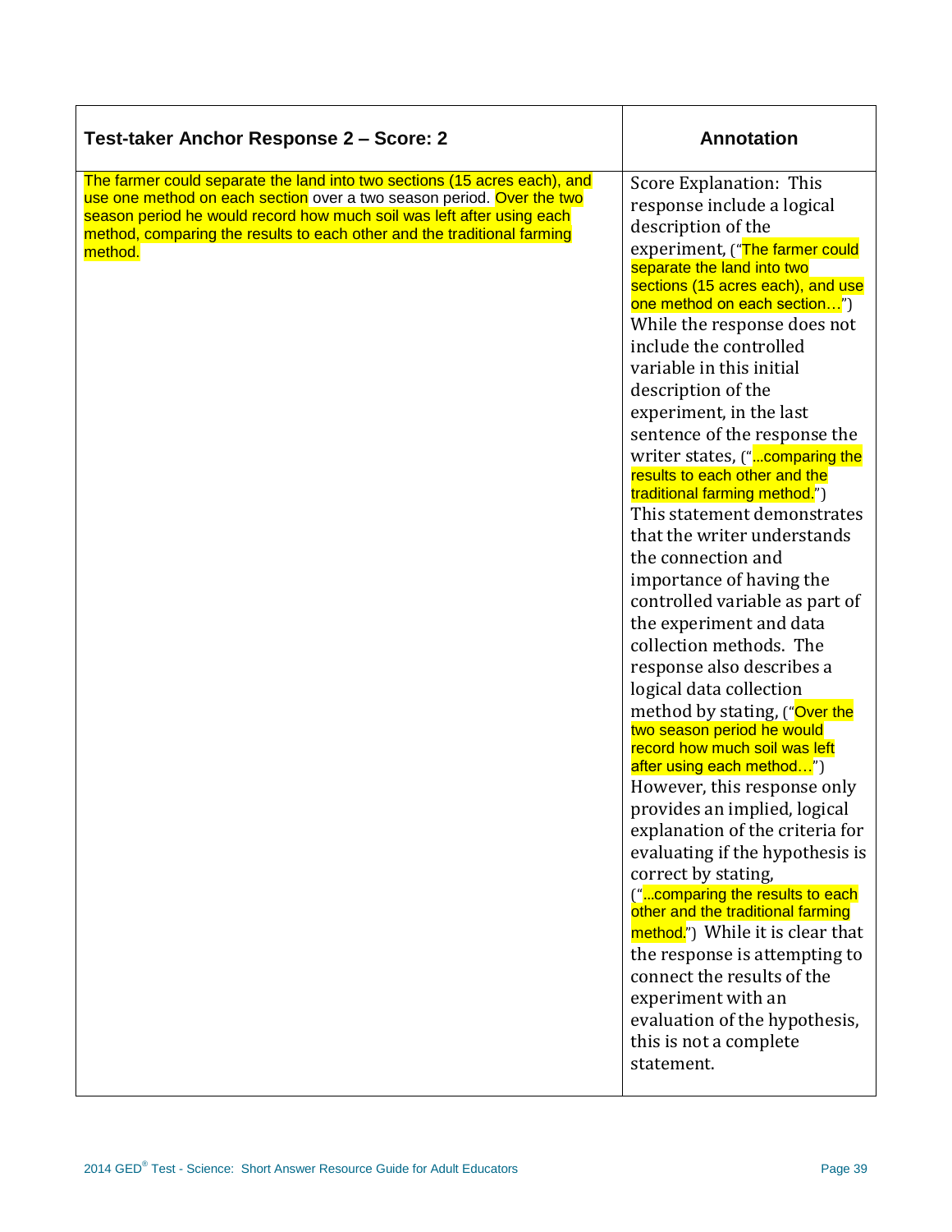| Test-taker Anchor Response 2 – Score: 2 | Annotation |
|---|---|
| The farmer could separate the land into two sections (15 acres each), and use one method on each section over a two season period. Over the two season period he would record how much soil was left after using each method, comparing the results to each other and the traditional farming method. | Score Explanation: This response include a logical description of the experiment, ("The farmer could separate the land into two sections (15 acres each), and use one method on each section…") While the response does not include the controlled variable in this initial description of the experiment, in the last sentence of the response the writer states, ("...comparing the results to each other and the traditional farming method.") This statement demonstrates that the writer understands the connection and importance of having the controlled variable as part of the experiment and data collection methods. The response also describes a logical data collection method by stating, ("Over the two season period he would record how much soil was left after using each method…") However, this response only provides an implied, logical explanation of the criteria for evaluating if the hypothesis is correct by stating, ("...comparing the results to each other and the traditional farming method.") While it is clear that the response is attempting to connect the results of the experiment with an evaluation of the hypothesis, this is not a complete statement. |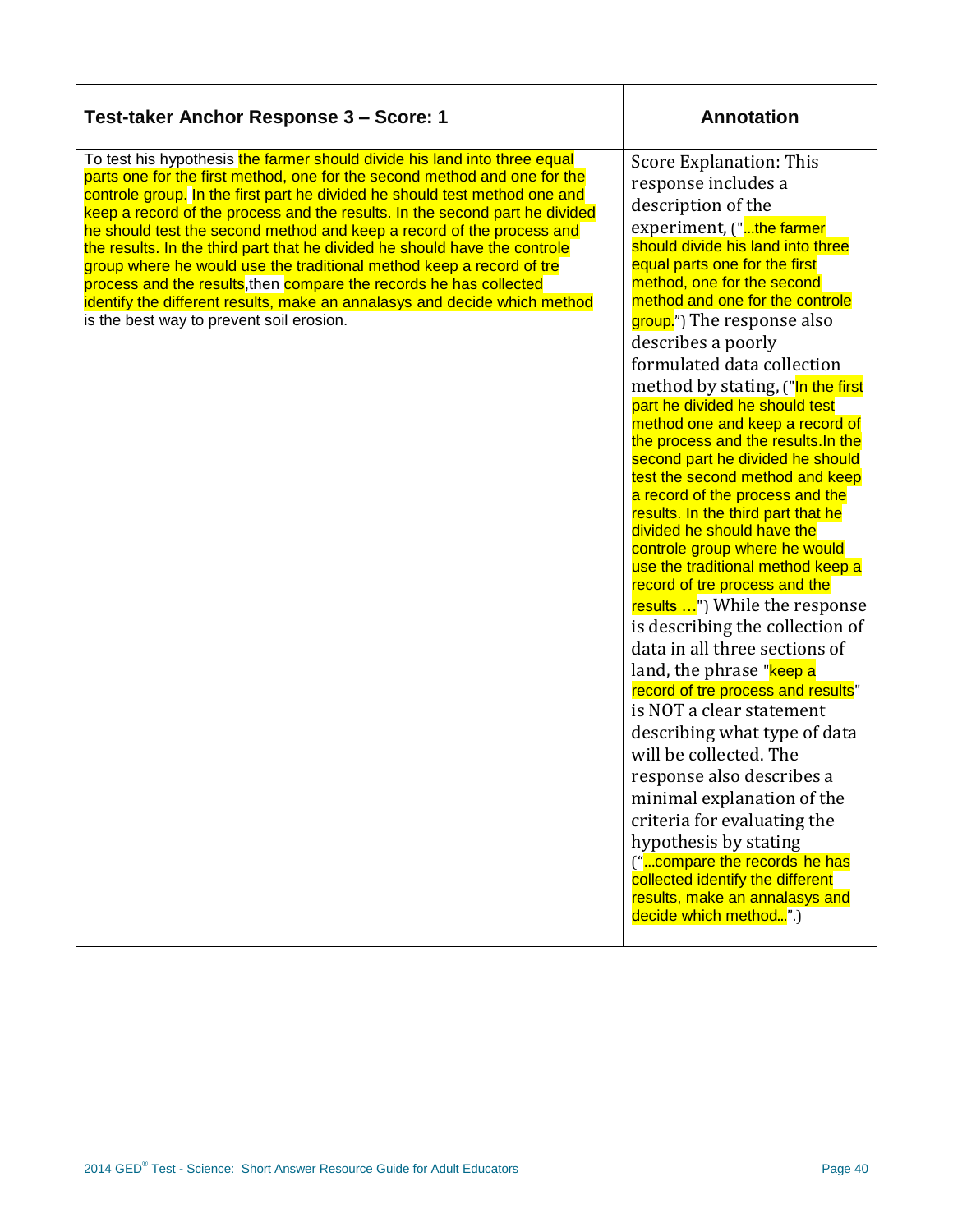| Test-taker Anchor Response 3 – Score: 1 | Annotation |
|---|---|
| To test his hypothesis the farmer should divide his land into three equal parts one for the first method, one for the second method and one for the controle group. In the first part he divided he should test method one and keep a record of the process and the results. In the second part he divided he should test the second method and keep a record of the process and the results. In the third part that he divided he should have the controle group where he would use the traditional method keep a record of tre process and the results,then compare the records he has collected identify the different results, make an annalasys and decide which method is the best way to prevent soil erosion. | Score Explanation: This response includes a description of the experiment, ("...the farmer should divide his land into three equal parts one for the first method, one for the second method and one for the controle group.") The response also describes a poorly formulated data collection method by stating, ("In the first part he divided he should test method one and keep a record of the process and the results.In the second part he divided he should test the second method and keep a record of the process and the results. In the third part that he divided he should have the controle group where he would use the traditional method keep a record of tre process and the results ...") While the response is describing the collection of data in all three sections of land, the phrase "keep a record of tre process and results" is NOT a clear statement describing what type of data will be collected. The response also describes a minimal explanation of the criteria for evaluating the hypothesis by stating ("...compare the records he has collected identify the different results, make an annalasys and decide which method...".) |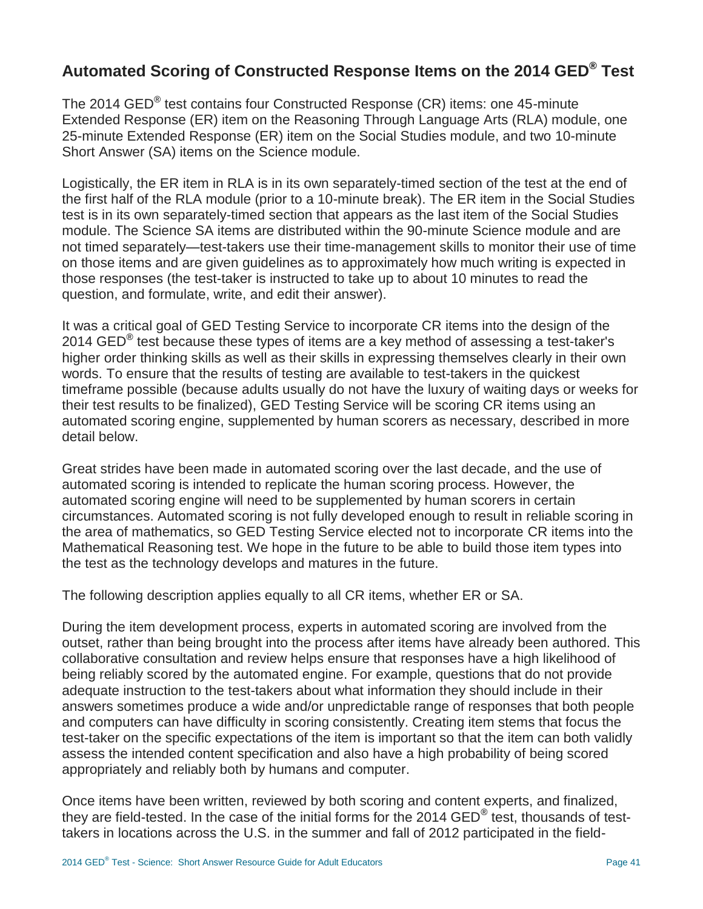## Automated Scoring of Constructed Response Items on the 2014 GED® Test

The 2014 GED® test contains four Constructed Response (CR) items: one 45-minute Extended Response (ER) item on the Reasoning Through Language Arts (RLA) module, one 25-minute Extended Response (ER) item on the Social Studies module, and two 10-minute Short Answer (SA) items on the Science module.

Logistically, the ER item in RLA is in its own separately-timed section of the test at the end of the first half of the RLA module (prior to a 10-minute break). The ER item in the Social Studies test is in its own separately-timed section that appears as the last item of the Social Studies module. The Science SA items are distributed within the 90-minute Science module and are not timed separately—test-takers use their time-management skills to monitor their use of time on those items and are given guidelines as to approximately how much writing is expected in those responses (the test-taker is instructed to take up to about 10 minutes to read the question, and formulate, write, and edit their answer).

It was a critical goal of GED Testing Service to incorporate CR items into the design of the 2014 GED® test because these types of items are a key method of assessing a test-taker's higher order thinking skills as well as their skills in expressing themselves clearly in their own words. To ensure that the results of testing are available to test-takers in the quickest timeframe possible (because adults usually do not have the luxury of waiting days or weeks for their test results to be finalized), GED Testing Service will be scoring CR items using an automated scoring engine, supplemented by human scorers as necessary, described in more detail below.

Great strides have been made in automated scoring over the last decade, and the use of automated scoring is intended to replicate the human scoring process. However, the automated scoring engine will need to be supplemented by human scorers in certain circumstances. Automated scoring is not fully developed enough to result in reliable scoring in the area of mathematics, so GED Testing Service elected not to incorporate CR items into the Mathematical Reasoning test. We hope in the future to be able to build those item types into the test as the technology develops and matures in the future.

The following description applies equally to all CR items, whether ER or SA.

During the item development process, experts in automated scoring are involved from the outset, rather than being brought into the process after items have already been authored. This collaborative consultation and review helps ensure that responses have a high likelihood of being reliably scored by the automated engine. For example, questions that do not provide adequate instruction to the test-takers about what information they should include in their answers sometimes produce a wide and/or unpredictable range of responses that both people and computers can have difficulty in scoring consistently. Creating item stems that focus the test-taker on the specific expectations of the item is important so that the item can both validly assess the intended content specification and also have a high probability of being scored appropriately and reliably both by humans and computer.

Once items have been written, reviewed by both scoring and content experts, and finalized, they are field-tested. In the case of the initial forms for the 2014 GED® test, thousands of test-takers in locations across the U.S. in the summer and fall of 2012 participated in the field-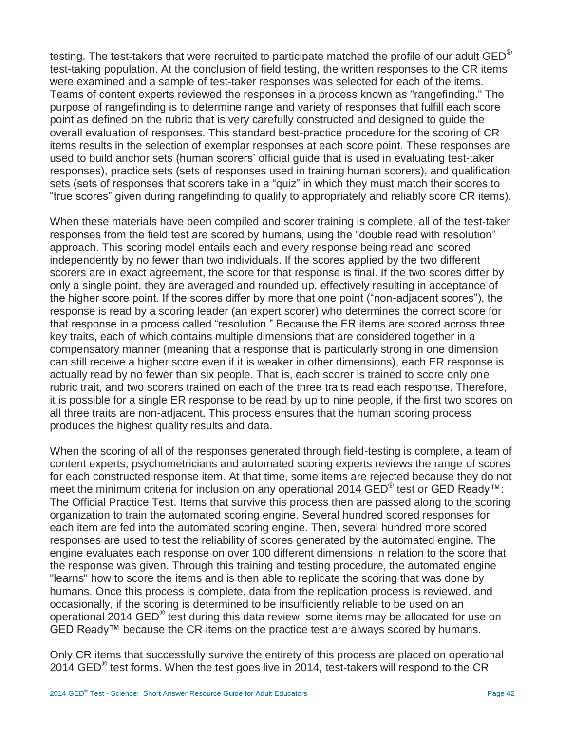testing. The test-takers that were recruited to participate matched the profile of our adult GED® test-taking population. At the conclusion of field testing, the written responses to the CR items were examined and a sample of test-taker responses was selected for each of the items. Teams of content experts reviewed the responses in a process known as "rangefinding." The purpose of rangefinding is to determine range and variety of responses that fulfill each score point as defined on the rubric that is very carefully constructed and designed to guide the overall evaluation of responses. This standard best-practice procedure for the scoring of CR items results in the selection of exemplar responses at each score point. These responses are used to build anchor sets (human scorers' official guide that is used in evaluating test-taker responses), practice sets (sets of responses used in training human scorers), and qualification sets (sets of responses that scorers take in a "quiz" in which they must match their scores to "true scores" given during rangefinding to qualify to appropriately and reliably score CR items).

When these materials have been compiled and scorer training is complete, all of the test-taker responses from the field test are scored by humans, using the "double read with resolution" approach. This scoring model entails each and every response being read and scored independently by no fewer than two individuals. If the scores applied by the two different scorers are in exact agreement, the score for that response is final. If the two scores differ by only a single point, they are averaged and rounded up, effectively resulting in acceptance of the higher score point. If the scores differ by more that one point ("non-adjacent scores"), the response is read by a scoring leader (an expert scorer) who determines the correct score for that response in a process called "resolution." Because the ER items are scored across three key traits, each of which contains multiple dimensions that are considered together in a compensatory manner (meaning that a response that is particularly strong in one dimension can still receive a higher score even if it is weaker in other dimensions), each ER response is actually read by no fewer than six people. That is, each scorer is trained to score only one rubric trait, and two scorers trained on each of the three traits read each response. Therefore, it is possible for a single ER response to be read by up to nine people, if the first two scores on all three traits are non-adjacent. This process ensures that the human scoring process produces the highest quality results and data.

When the scoring of all of the responses generated through field-testing is complete, a team of content experts, psychometricians and automated scoring experts reviews the range of scores for each constructed response item. At that time, some items are rejected because they do not meet the minimum criteria for inclusion on any operational 2014 GED® test or GED Ready™: The Official Practice Test. Items that survive this process then are passed along to the scoring organization to train the automated scoring engine. Several hundred scored responses for each item are fed into the automated scoring engine. Then, several hundred more scored responses are used to test the reliability of scores generated by the automated engine. The engine evaluates each response on over 100 different dimensions in relation to the score that the response was given. Through this training and testing procedure, the automated engine "learns" how to score the items and is then able to replicate the scoring that was done by humans. Once this process is complete, data from the replication process is reviewed, and occasionally, if the scoring is determined to be insufficiently reliable to be used on an operational 2014 GED® test during this data review, some items may be allocated for use on GED Ready™ because the CR items on the practice test are always scored by humans.

Only CR items that successfully survive the entirety of this process are placed on operational 2014 GED® test forms. When the test goes live in 2014, test-takers will respond to the CR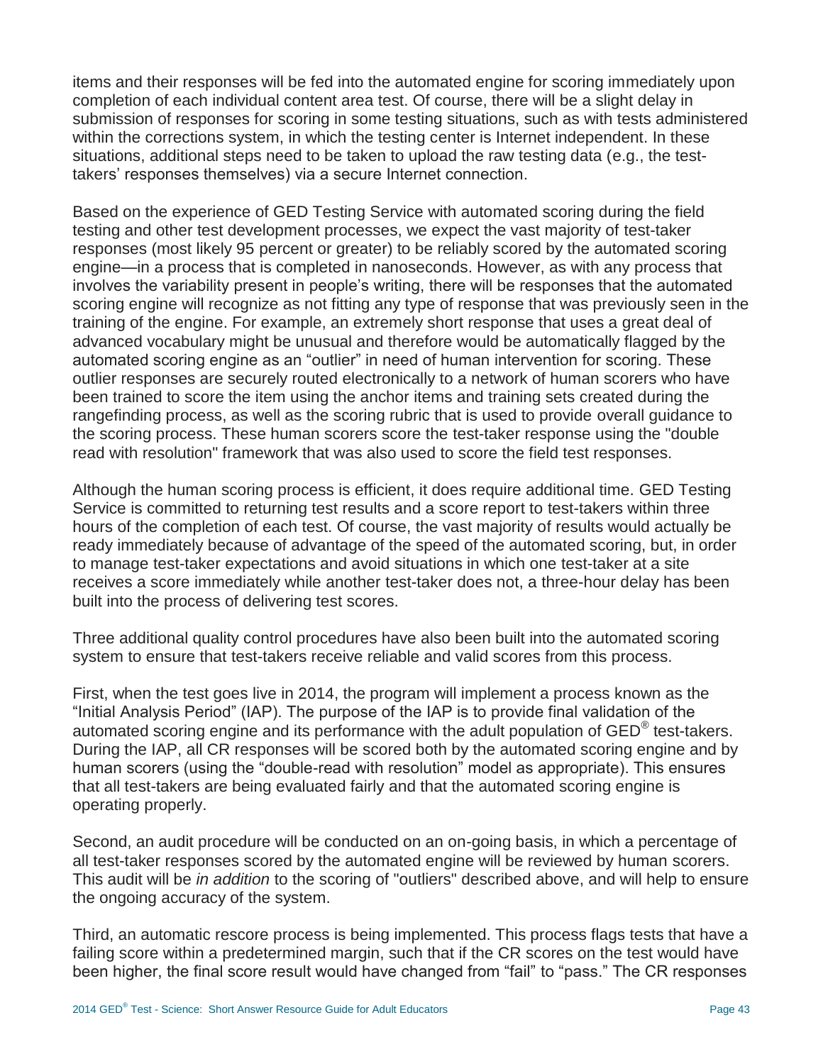items and their responses will be fed into the automated engine for scoring immediately upon completion of each individual content area test. Of course, there will be a slight delay in submission of responses for scoring in some testing situations, such as with tests administered within the corrections system, in which the testing center is Internet independent. In these situations, additional steps need to be taken to upload the raw testing data (e.g., the test-takers' responses themselves) via a secure Internet connection.

Based on the experience of GED Testing Service with automated scoring during the field testing and other test development processes, we expect the vast majority of test-taker responses (most likely 95 percent or greater) to be reliably scored by the automated scoring engine—in a process that is completed in nanoseconds. However, as with any process that involves the variability present in people's writing, there will be responses that the automated scoring engine will recognize as not fitting any type of response that was previously seen in the training of the engine. For example, an extremely short response that uses a great deal of advanced vocabulary might be unusual and therefore would be automatically flagged by the automated scoring engine as an "outlier" in need of human intervention for scoring. These outlier responses are securely routed electronically to a network of human scorers who have been trained to score the item using the anchor items and training sets created during the rangefinding process, as well as the scoring rubric that is used to provide overall guidance to the scoring process. These human scorers score the test-taker response using the "double read with resolution" framework that was also used to score the field test responses.

Although the human scoring process is efficient, it does require additional time. GED Testing Service is committed to returning test results and a score report to test-takers within three hours of the completion of each test. Of course, the vast majority of results would actually be ready immediately because of advantage of the speed of the automated scoring, but, in order to manage test-taker expectations and avoid situations in which one test-taker at a site receives a score immediately while another test-taker does not, a three-hour delay has been built into the process of delivering test scores.

Three additional quality control procedures have also been built into the automated scoring system to ensure that test-takers receive reliable and valid scores from this process.

First, when the test goes live in 2014, the program will implement a process known as the "Initial Analysis Period" (IAP). The purpose of the IAP is to provide final validation of the automated scoring engine and its performance with the adult population of GED® test-takers. During the IAP, all CR responses will be scored both by the automated scoring engine and by human scorers (using the "double-read with resolution" model as appropriate). This ensures that all test-takers are being evaluated fairly and that the automated scoring engine is operating properly.

Second, an audit procedure will be conducted on an on-going basis, in which a percentage of all test-taker responses scored by the automated engine will be reviewed by human scorers. This audit will be *in addition* to the scoring of "outliers" described above, and will help to ensure the ongoing accuracy of the system.

Third, an automatic rescore process is being implemented. This process flags tests that have a failing score within a predetermined margin, such that if the CR scores on the test would have been higher, the final score result would have changed from "fail" to "pass." The CR responses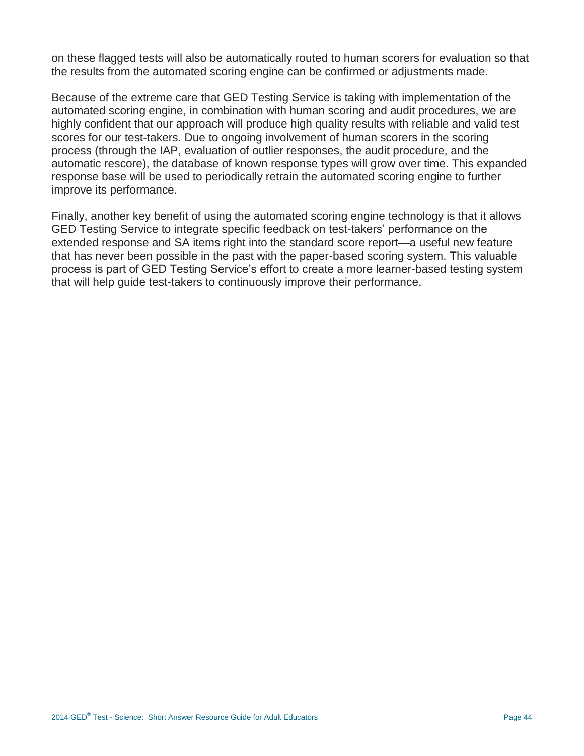on these flagged tests will also be automatically routed to human scorers for evaluation so that the results from the automated scoring engine can be confirmed or adjustments made.

Because of the extreme care that GED Testing Service is taking with implementation of the automated scoring engine, in combination with human scoring and audit procedures, we are highly confident that our approach will produce high quality results with reliable and valid test scores for our test-takers. Due to ongoing involvement of human scorers in the scoring process (through the IAP, evaluation of outlier responses, the audit procedure, and the automatic rescore), the database of known response types will grow over time. This expanded response base will be used to periodically retrain the automated scoring engine to further improve its performance.

Finally, another key benefit of using the automated scoring engine technology is that it allows GED Testing Service to integrate specific feedback on test-takers' performance on the extended response and SA items right into the standard score report—a useful new feature that has never been possible in the past with the paper-based scoring system. This valuable process is part of GED Testing Service's effort to create a more learner-based testing system that will help guide test-takers to continuously improve their performance.